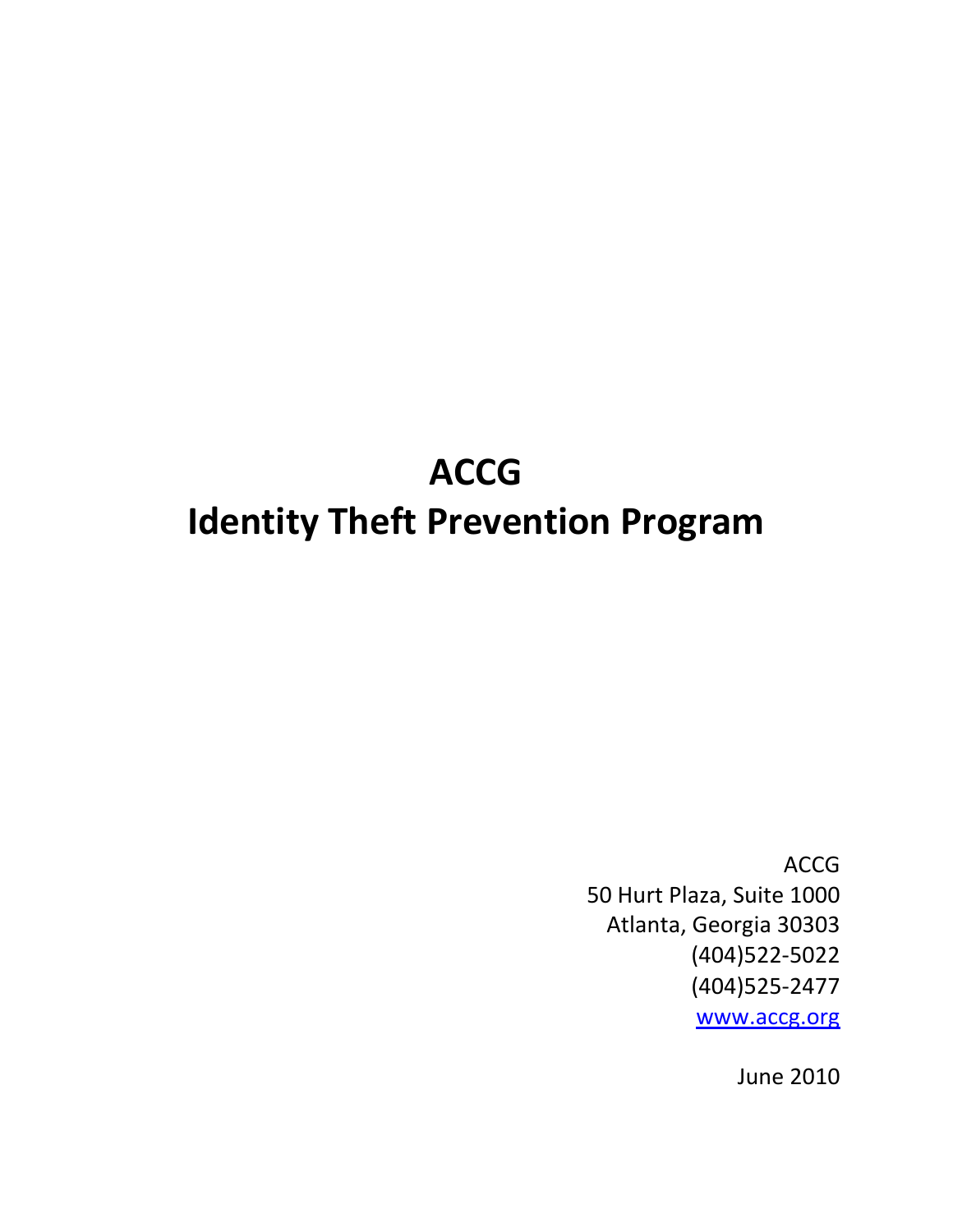# ACCG
# Identity Theft Prevention Program

ACCG  
50 Hurt Plaza, Suite 1000  
Atlanta, Georgia 30303  
(404)522-5022  
(404)525-2477  
[www.accg.org](http://www.accg.org)

June 2010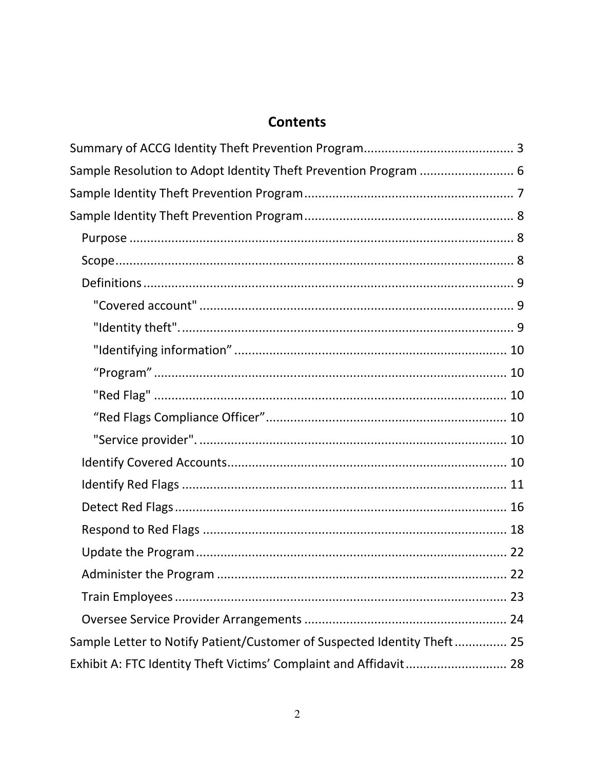# Contents

- Summary of ACCG Identity Theft Prevention Program .......... 3
- Sample Resolution to Adopt Identity Theft Prevention Program .......... 6
- Sample Identity Theft Prevention Program .......... 7
- Sample Identity Theft Prevention Program .......... 8
  - Purpose .......... 8
  - Scope .......... 8
  - Definitions .......... 9
    - "Covered account" .......... 9
    - "Identity theft". .......... 9
    - "Identifying information” .......... 10
    - “Program” .......... 10
    - "Red Flag" .......... 10
    - “Red Flags Compliance Officer” .......... 10
    - "Service provider". .......... 10
  - Identify Covered Accounts .......... 10
  - Identify Red Flags .......... 11
  - Detect Red Flags .......... 16
  - Respond to Red Flags .......... 18
  - Update the Program .......... 22
  - Administer the Program .......... 22
  - Train Employees .......... 23
  - Oversee Service Provider Arrangements .......... 24
- Sample Letter to Notify Patient/Customer of Suspected Identity Theft .......... 25
- Exhibit A: FTC Identity Theft Victims’ Complaint and Affidavit .......... 28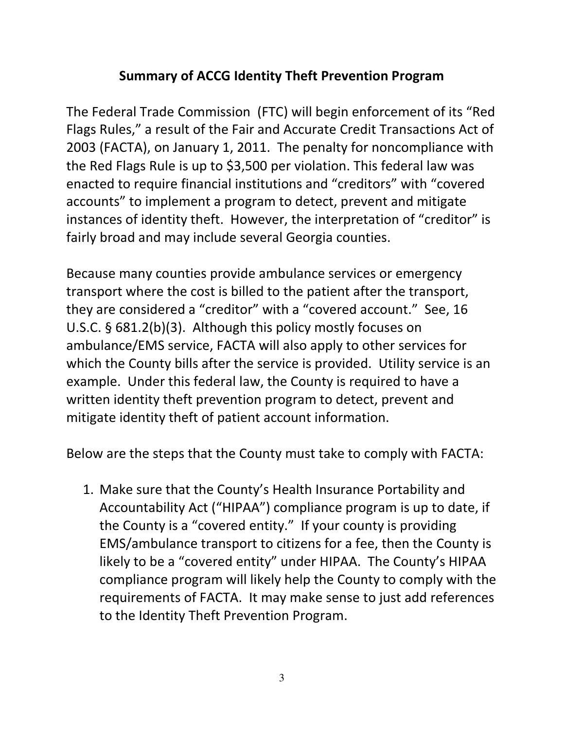## Summary of ACCG Identity Theft Prevention Program

The Federal Trade Commission (FTC) will begin enforcement of its "Red Flags Rules," a result of the Fair and Accurate Credit Transactions Act of 2003 (FACTA), on January 1, 2011. The penalty for noncompliance with the Red Flags Rule is up to $3,500 per violation. This federal law was enacted to require financial institutions and "creditors" with "covered accounts" to implement a program to detect, prevent and mitigate instances of identity theft. However, the interpretation of "creditor" is fairly broad and may include several Georgia counties.

Because many counties provide ambulance services or emergency transport where the cost is billed to the patient after the transport, they are considered a "creditor" with a "covered account." See, 16 U.S.C. § 681.2(b)(3). Although this policy mostly focuses on ambulance/EMS service, FACTA will also apply to other services for which the County bills after the service is provided. Utility service is an example. Under this federal law, the County is required to have a written identity theft prevention program to detect, prevent and mitigate identity theft of patient account information.

Below are the steps that the County must take to comply with FACTA:

1. Make sure that the County's Health Insurance Portability and Accountability Act ("HIPAA") compliance program is up to date, if the County is a "covered entity." If your county is providing EMS/ambulance transport to citizens for a fee, then the County is likely to be a "covered entity" under HIPAA. The County's HIPAA compliance program will likely help the County to comply with the requirements of FACTA. It may make sense to just add references to the Identity Theft Prevention Program.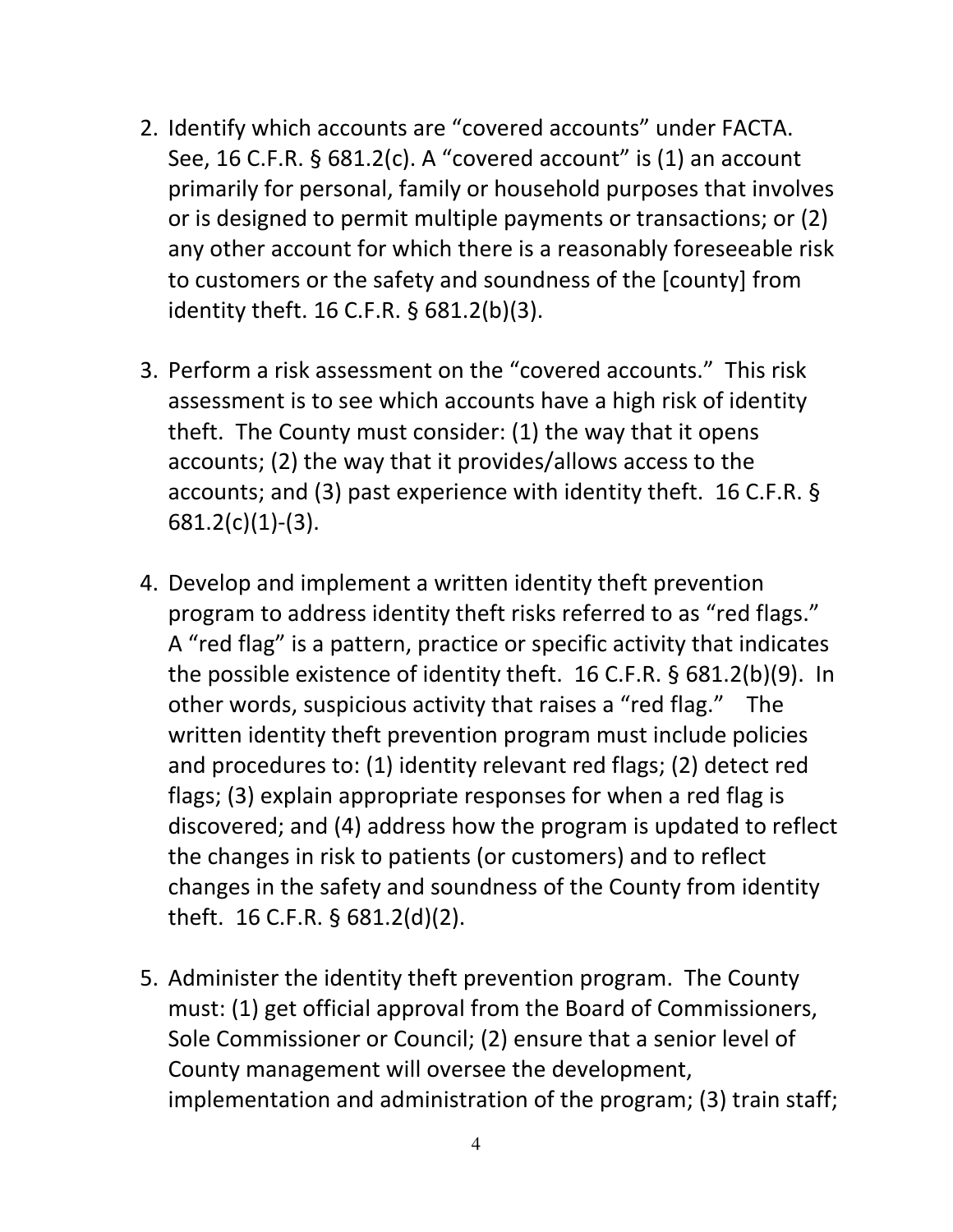2. Identify which accounts are "covered accounts" under FACTA. See, 16 C.F.R. § 681.2(c). A "covered account" is (1) an account primarily for personal, family or household purposes that involves or is designed to permit multiple payments or transactions; or (2) any other account for which there is a reasonably foreseeable risk to customers or the safety and soundness of the [county] from identity theft. 16 C.F.R. § 681.2(b)(3).

3. Perform a risk assessment on the "covered accounts." This risk assessment is to see which accounts have a high risk of identity theft. The County must consider: (1) the way that it opens accounts; (2) the way that it provides/allows access to the accounts; and (3) past experience with identity theft. 16 C.F.R. § 681.2(c)(1)-(3).

4. Develop and implement a written identity theft prevention program to address identity theft risks referred to as "red flags." A "red flag" is a pattern, practice or specific activity that indicates the possible existence of identity theft. 16 C.F.R. § 681.2(b)(9). In other words, suspicious activity that raises a "red flag." The written identity theft prevention program must include policies and procedures to: (1) identity relevant red flags; (2) detect red flags; (3) explain appropriate responses for when a red flag is discovered; and (4) address how the program is updated to reflect the changes in risk to patients (or customers) and to reflect changes in the safety and soundness of the County from identity theft. 16 C.F.R. § 681.2(d)(2).

5. Administer the identity theft prevention program. The County must: (1) get official approval from the Board of Commissioners, Sole Commissioner or Council; (2) ensure that a senior level of County management will oversee the development, implementation and administration of the program; (3) train staff;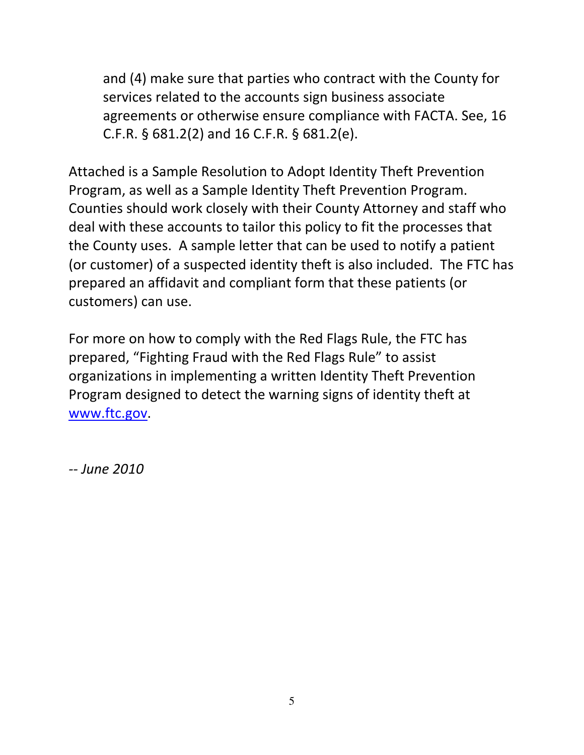and (4) make sure that parties who contract with the County for services related to the accounts sign business associate agreements or otherwise ensure compliance with FACTA. See, 16 C.F.R. § 681.2(2) and 16 C.F.R. § 681.2(e).

Attached is a Sample Resolution to Adopt Identity Theft Prevention Program, as well as a Sample Identity Theft Prevention Program. Counties should work closely with their County Attorney and staff who deal with these accounts to tailor this policy to fit the processes that the County uses. A sample letter that can be used to notify a patient (or customer) of a suspected identity theft is also included. The FTC has prepared an affidavit and compliant form that these patients (or customers) can use.

For more on how to comply with the Red Flags Rule, the FTC has prepared, "Fighting Fraud with the Red Flags Rule" to assist organizations in implementing a written Identity Theft Prevention Program designed to detect the warning signs of identity theft at [www.ftc.gov](http://www.ftc.gov).

-- *June 2010*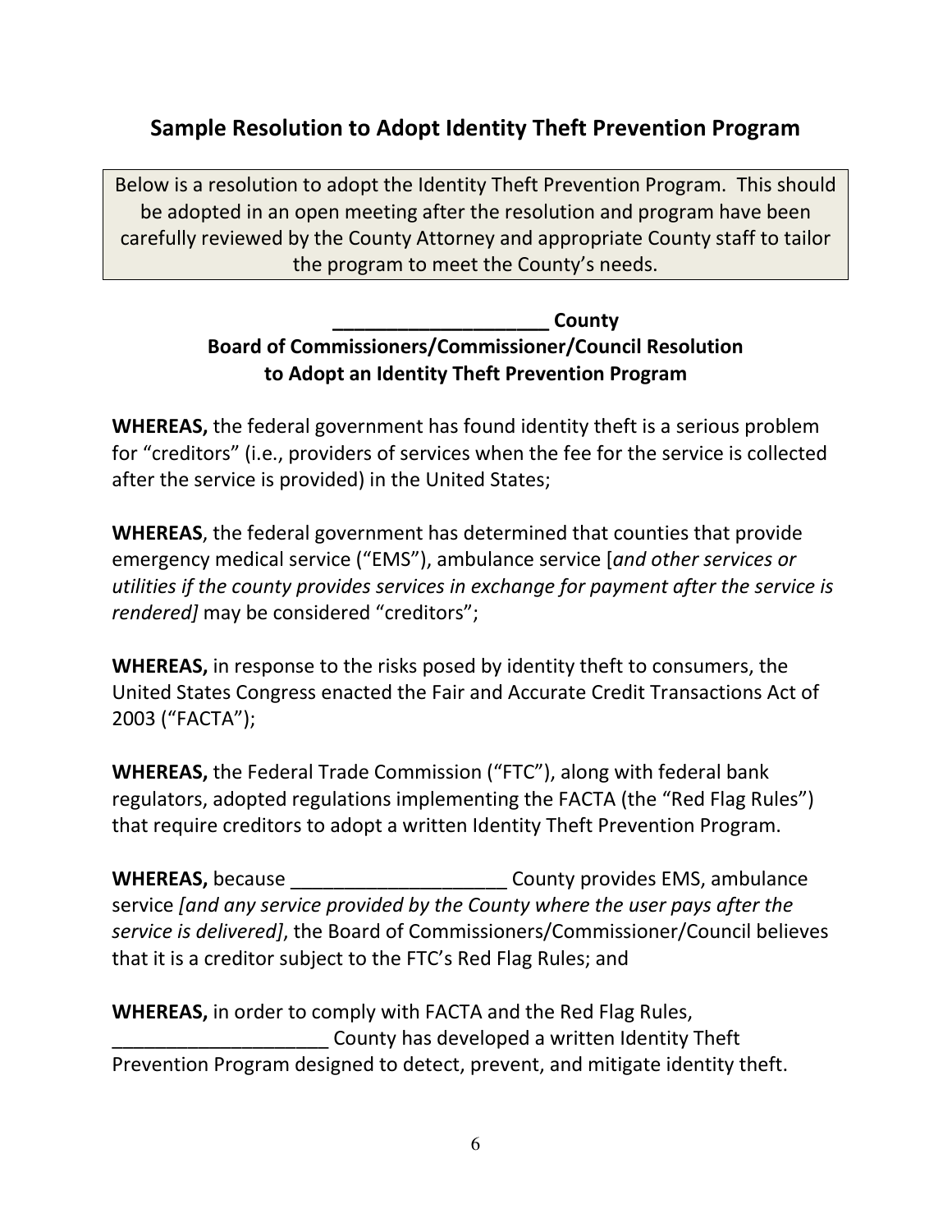## Sample Resolution to Adopt Identity Theft Prevention Program

> Below is a resolution to adopt the Identity Theft Prevention Program. This should be adopted in an open meeting after the resolution and program have been carefully reviewed by the County Attorney and appropriate County staff to tailor the program to meet the County's needs.

**____________________ County**
**Board of Commissioners/Commissioner/Council Resolution**
**to Adopt an Identity Theft Prevention Program**

**WHEREAS,** the federal government has found identity theft is a serious problem for "creditors" (i.e., providers of services when the fee for the service is collected after the service is provided) in the United States;

**WHEREAS**, the federal government has determined that counties that provide emergency medical service ("EMS"), ambulance service [*and other services or utilities if the county provides services in exchange for payment after the service is rendered]* may be considered "creditors";

**WHEREAS,** in response to the risks posed by identity theft to consumers, the United States Congress enacted the Fair and Accurate Credit Transactions Act of 2003 ("FACTA");

**WHEREAS,** the Federal Trade Commission ("FTC"), along with federal bank regulators, adopted regulations implementing the FACTA (the "Red Flag Rules") that require creditors to adopt a written Identity Theft Prevention Program.

**WHEREAS,** because ____________________ County provides EMS, ambulance service *[and any service provided by the County where the user pays after the service is delivered]*, the Board of Commissioners/Commissioner/Council believes that it is a creditor subject to the FTC's Red Flag Rules; and

**WHEREAS,** in order to comply with FACTA and the Red Flag Rules, ____________________ County has developed a written Identity Theft Prevention Program designed to detect, prevent, and mitigate identity theft.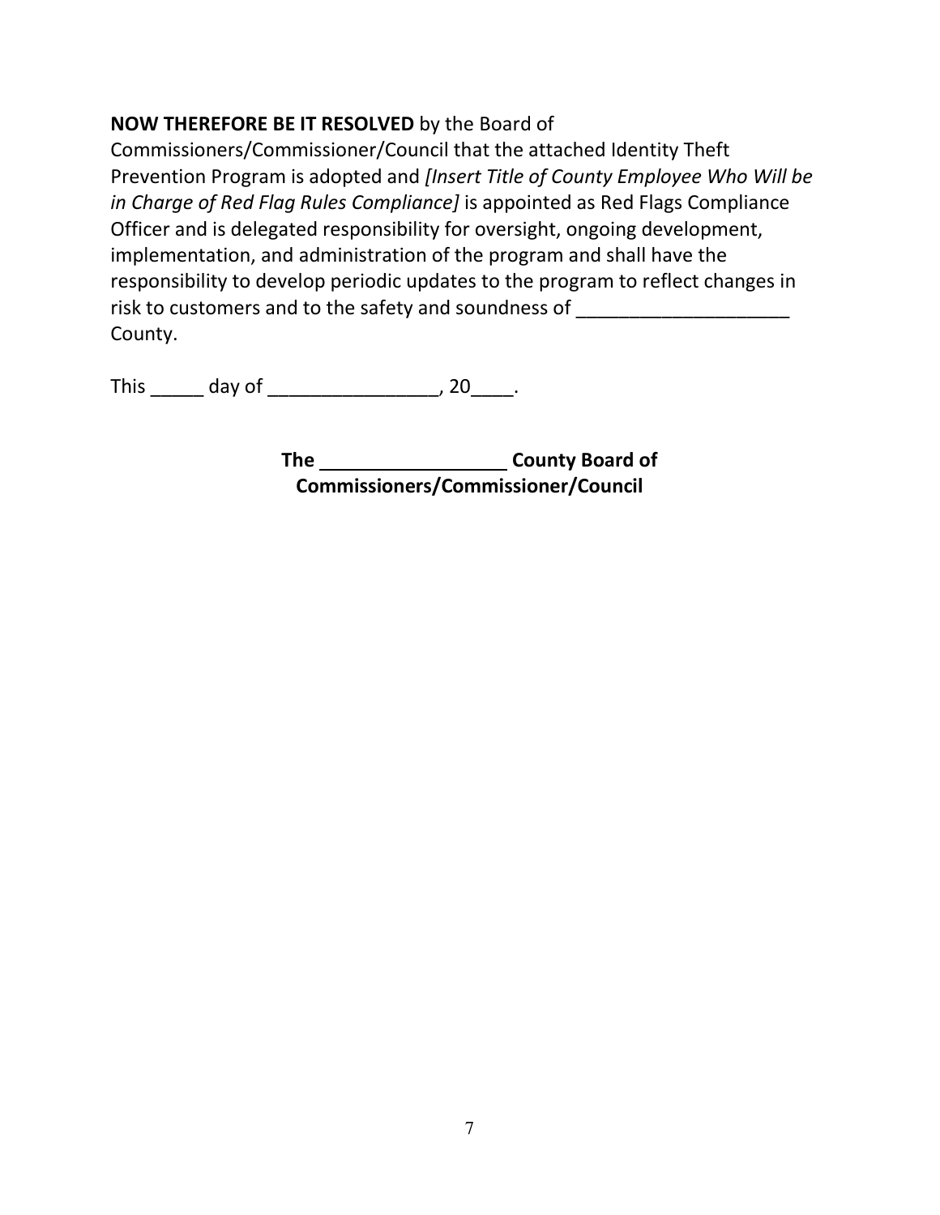**NOW THEREFORE BE IT RESOLVED** by the Board of Commissioners/Commissioner/Council that the attached Identity Theft Prevention Program is adopted and *[Insert Title of County Employee Who Will be in Charge of Red Flag Rules Compliance]* is appointed as Red Flags Compliance Officer and is delegated responsibility for oversight, ongoing development, implementation, and administration of the program and shall have the responsibility to develop periodic updates to the program to reflect changes in risk to customers and to the safety and soundness of ____________________ County.

This _____ day of ________________, 20____.

**The _________________ County Board of Commissioners/Commissioner/Council**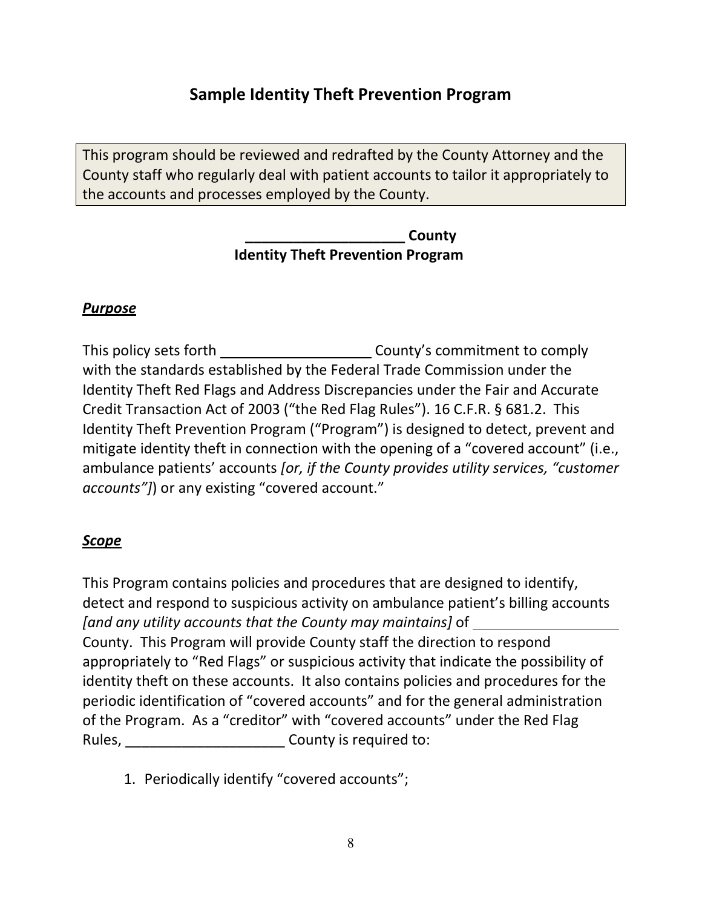# Sample Identity Theft Prevention Program

> This program should be reviewed and redrafted by the County Attorney and the County staff who regularly deal with patient accounts to tailor it appropriately to the accounts and processes employed by the County.

**____________________ County**
**Identity Theft Prevention Program**

***Purpose***

This policy sets forth ____________________ County's commitment to comply with the standards established by the Federal Trade Commission under the Identity Theft Red Flags and Address Discrepancies under the Fair and Accurate Credit Transaction Act of 2003 ("the Red Flag Rules"). 16 C.F.R. § 681.2. This Identity Theft Prevention Program ("Program") is designed to detect, prevent and mitigate identity theft in connection with the opening of a "covered account" (i.e., ambulance patients' accounts *[or, if the County provides utility services, "customer accounts"]*) or any existing "covered account."

***Scope***

This Program contains policies and procedures that are designed to identify, detect and respond to suspicious activity on ambulance patient's billing accounts *[and any utility accounts that the County may maintains]* of ____________________ County. This Program will provide County staff the direction to respond appropriately to "Red Flags" or suspicious activity that indicate the possibility of identity theft on these accounts. It also contains policies and procedures for the periodic identification of "covered accounts" and for the general administration of the Program. As a "creditor" with "covered accounts" under the Red Flag Rules, ____________________ County is required to:

1. Periodically identify "covered accounts";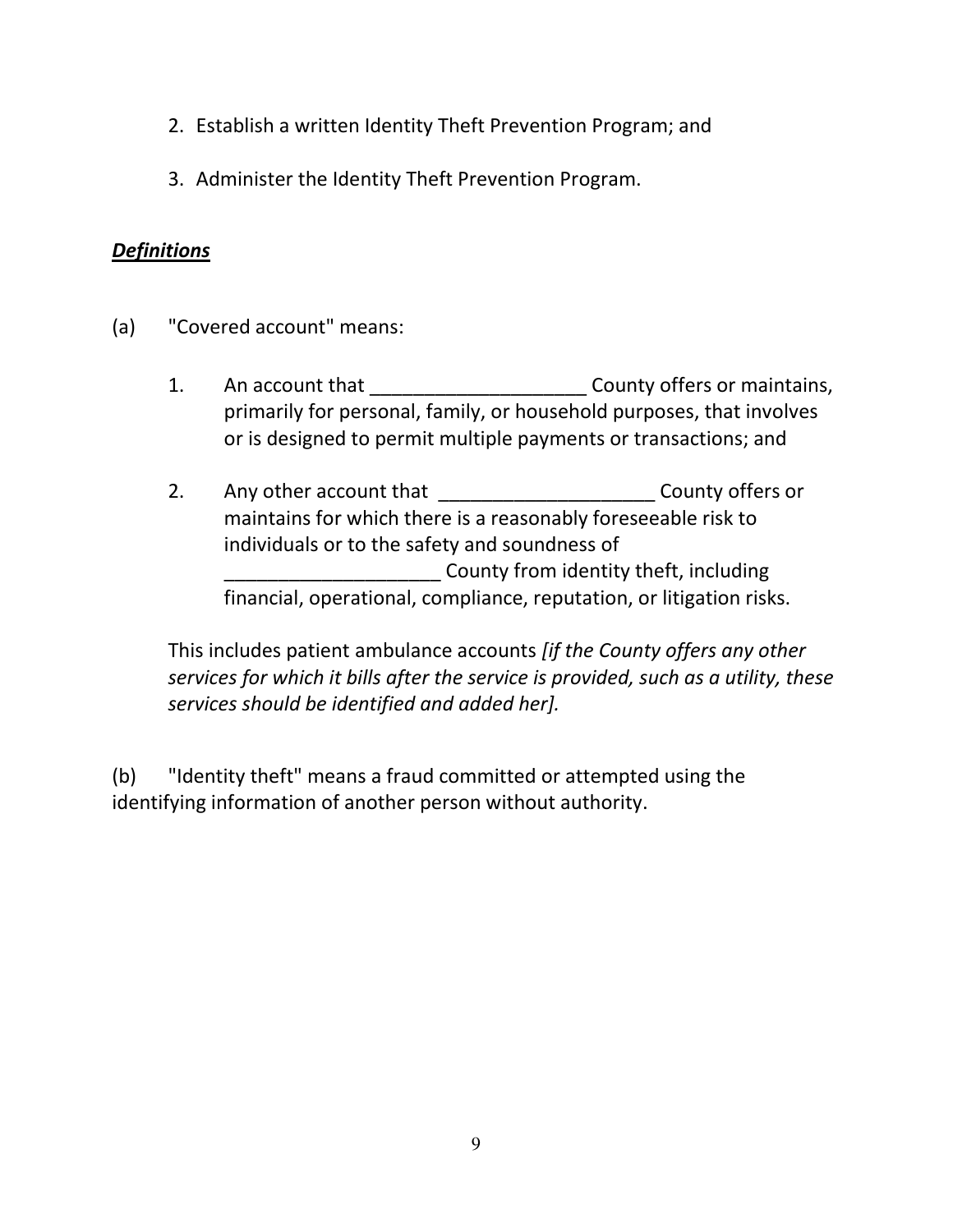2. Establish a written Identity Theft Prevention Program; and

3. Administer the Identity Theft Prevention Program.

***Definitions***

(a) "Covered account" means:

1. An account that ____________________ County offers or maintains, primarily for personal, family, or household purposes, that involves or is designed to permit multiple payments or transactions; and

2. Any other account that ____________________ County offers or maintains for which there is a reasonably foreseeable risk to individuals or to the safety and soundness of ____________________ County from identity theft, including financial, operational, compliance, reputation, or litigation risks.

This includes patient ambulance accounts *[if the County offers any other services for which it bills after the service is provided, such as a utility, these services should be identified and added her].*

(b) "Identity theft" means a fraud committed or attempted using the identifying information of another person without authority.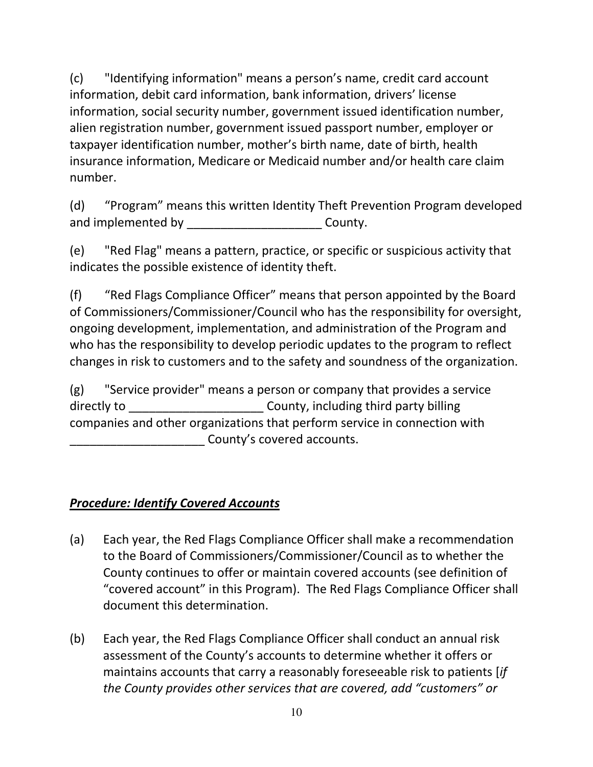(c) "Identifying information" means a person's name, credit card account information, debit card information, bank information, drivers' license information, social security number, government issued identification number, alien registration number, government issued passport number, employer or taxpayer identification number, mother's birth name, date of birth, health insurance information, Medicare or Medicaid number and/or health care claim number.

(d) "Program" means this written Identity Theft Prevention Program developed and implemented by ____________________ County.

(e) "Red Flag" means a pattern, practice, or specific or suspicious activity that indicates the possible existence of identity theft.

(f) "Red Flags Compliance Officer" means that person appointed by the Board of Commissioners/Commissioner/Council who has the responsibility for oversight, ongoing development, implementation, and administration of the Program and who has the responsibility to develop periodic updates to the program to reflect changes in risk to customers and to the safety and soundness of the organization.

(g) "Service provider" means a person or company that provides a service directly to ____________________ County, including third party billing companies and other organizations that perform service in connection with ____________________ County's covered accounts.

***Procedure: Identify Covered Accounts***

(a) Each year, the Red Flags Compliance Officer shall make a recommendation to the Board of Commissioners/Commissioner/Council as to whether the County continues to offer or maintain covered accounts (see definition of "covered account" in this Program). The Red Flags Compliance Officer shall document this determination.

(b) Each year, the Red Flags Compliance Officer shall conduct an annual risk assessment of the County's accounts to determine whether it offers or maintains accounts that carry a reasonably foreseeable risk to patients [*if the County provides other services that are covered, add "customers" or*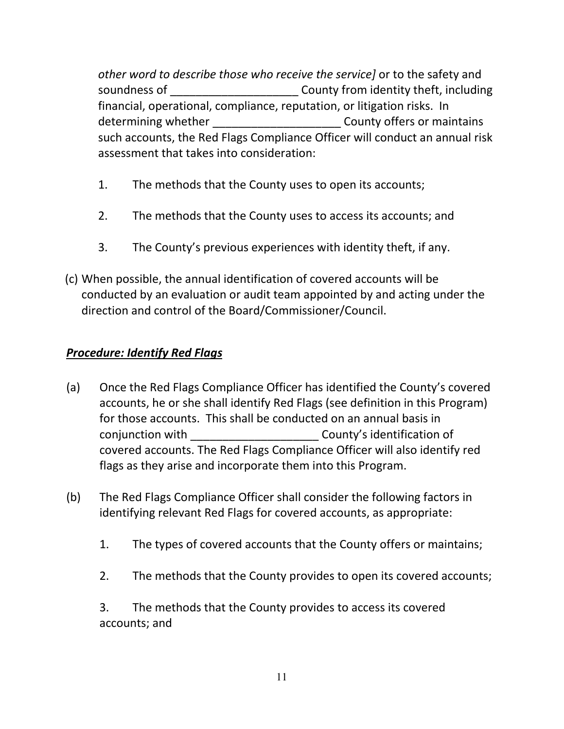*other word to describe those who receive the service]* or to the safety and soundness of ____________________ County from identity theft, including financial, operational, compliance, reputation, or litigation risks. In determining whether ____________________ County offers or maintains such accounts, the Red Flags Compliance Officer will conduct an annual risk assessment that takes into consideration:

1. The methods that the County uses to open its accounts;

2. The methods that the County uses to access its accounts; and

3. The County's previous experiences with identity theft, if any.

(c) When possible, the annual identification of covered accounts will be conducted by an evaluation or audit team appointed by and acting under the direction and control of the Board/Commissioner/Council.

***Procedure: Identify Red Flags***

(a) Once the Red Flags Compliance Officer has identified the County's covered accounts, he or she shall identify Red Flags (see definition in this Program) for those accounts. This shall be conducted on an annual basis in conjunction with ____________________ County's identification of covered accounts. The Red Flags Compliance Officer will also identify red flags as they arise and incorporate them into this Program.

(b) The Red Flags Compliance Officer shall consider the following factors in identifying relevant Red Flags for covered accounts, as appropriate:

1. The types of covered accounts that the County offers or maintains;

2. The methods that the County provides to open its covered accounts;

3. The methods that the County provides to access its covered accounts; and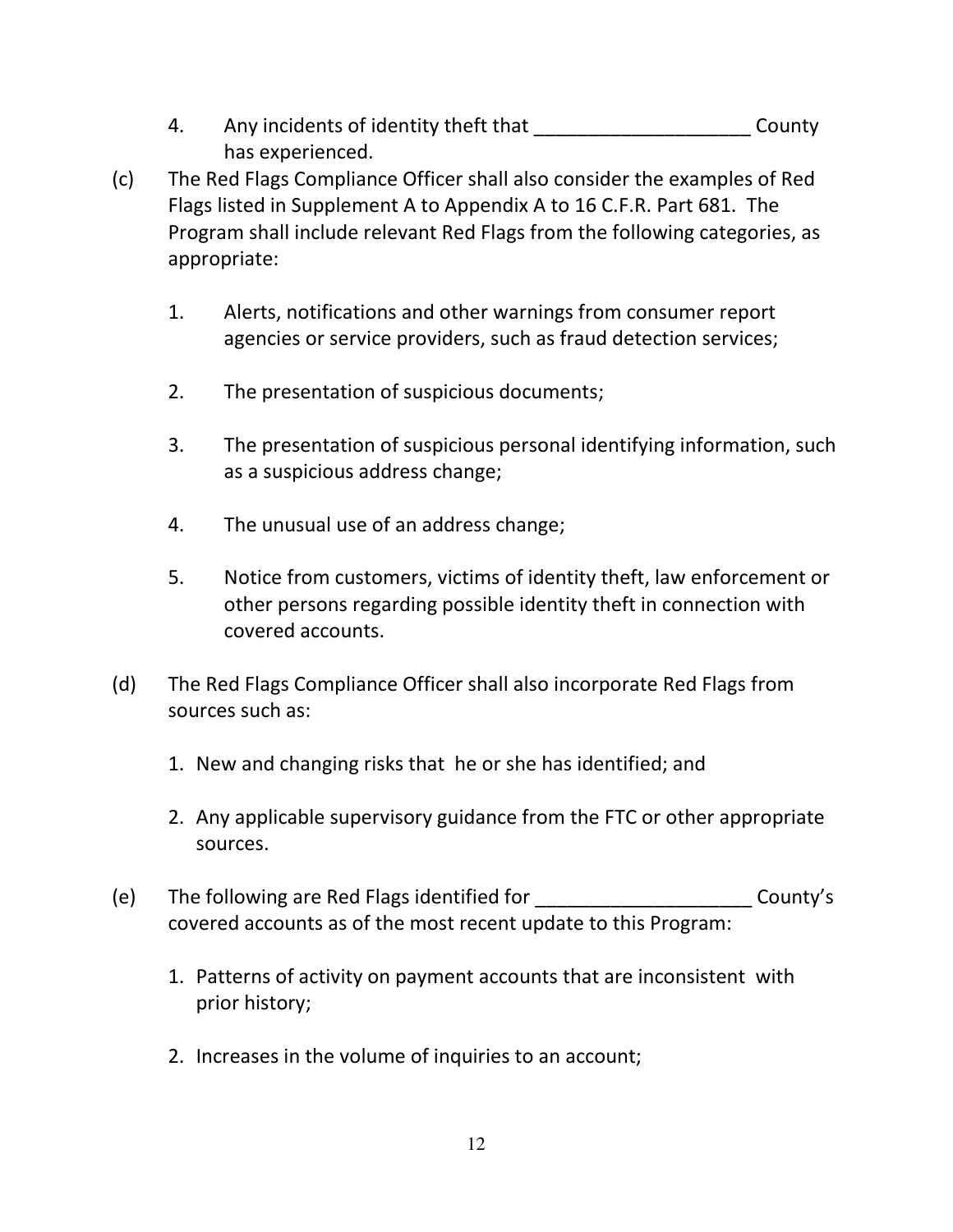4. Any incidents of identity theft that ____________________ County has experienced.

(c) The Red Flags Compliance Officer shall also consider the examples of Red Flags listed in Supplement A to Appendix A to 16 C.F.R. Part 681. The Program shall include relevant Red Flags from the following categories, as appropriate:

1. Alerts, notifications and other warnings from consumer report agencies or service providers, such as fraud detection services;

2. The presentation of suspicious documents;

3. The presentation of suspicious personal identifying information, such as a suspicious address change;

4. The unusual use of an address change;

5. Notice from customers, victims of identity theft, law enforcement or other persons regarding possible identity theft in connection with covered accounts.

(d) The Red Flags Compliance Officer shall also incorporate Red Flags from sources such as:

1. New and changing risks that he or she has identified; and

2. Any applicable supervisory guidance from the FTC or other appropriate sources.

(e) The following are Red Flags identified for ____________________ County's covered accounts as of the most recent update to this Program:

1. Patterns of activity on payment accounts that are inconsistent with prior history;

2. Increases in the volume of inquiries to an account;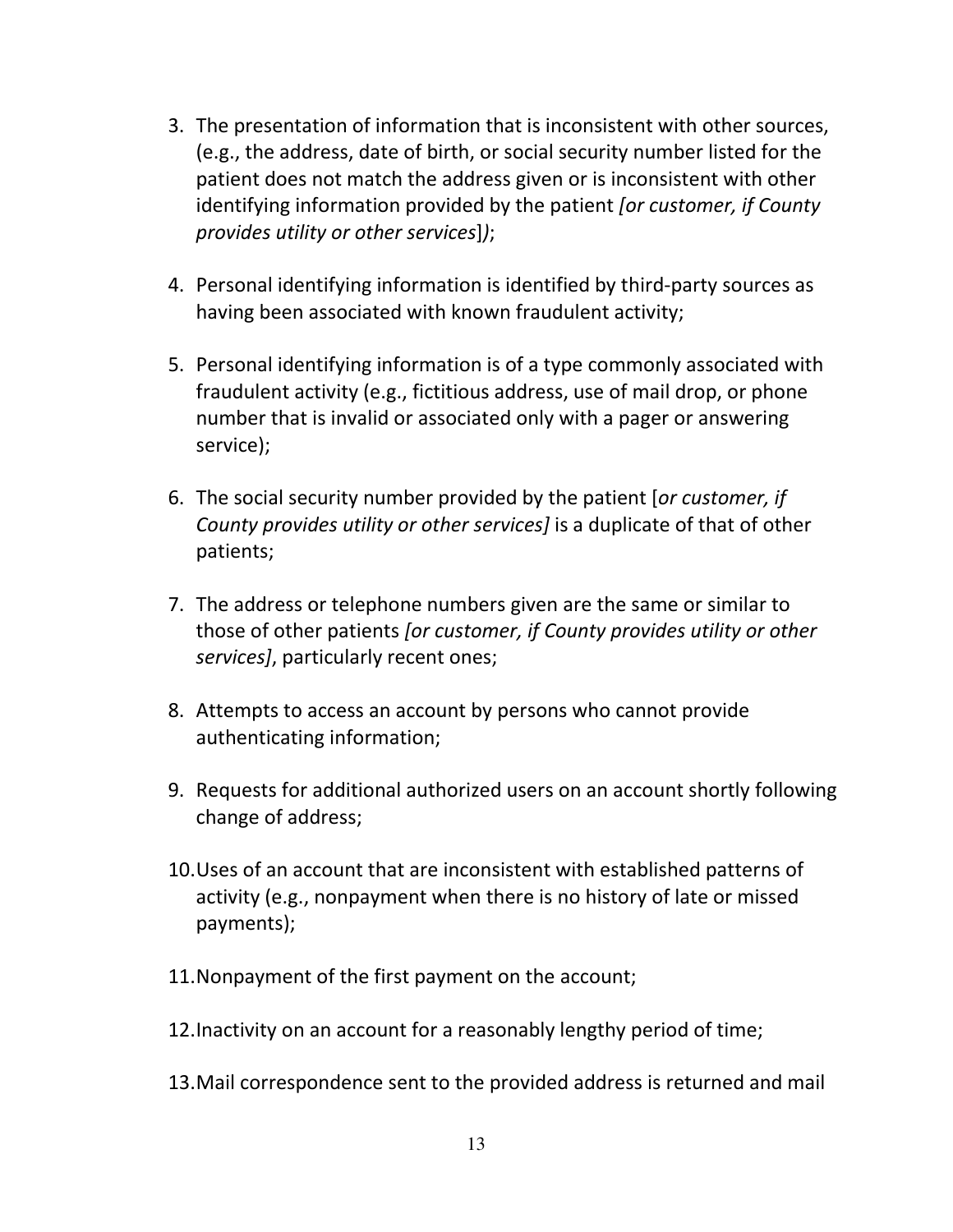3. The presentation of information that is inconsistent with other sources, (e.g., the address, date of birth, or social security number listed for the patient does not match the address given or is inconsistent with other identifying information provided by the patient *[or customer, if County provides utility or other services*]*)*;

4. Personal identifying information is identified by third-party sources as having been associated with known fraudulent activity;

5. Personal identifying information is of a type commonly associated with fraudulent activity (e.g., fictitious address, use of mail drop, or phone number that is invalid or associated only with a pager or answering service);

6. The social security number provided by the patient [*or customer, if County provides utility or other services]* is a duplicate of that of other patients;

7. The address or telephone numbers given are the same or similar to those of other patients *[or customer, if County provides utility or other services]*, particularly recent ones;

8. Attempts to access an account by persons who cannot provide authenticating information;

9. Requests for additional authorized users on an account shortly following change of address;

10. Uses of an account that are inconsistent with established patterns of activity (e.g., nonpayment when there is no history of late or missed payments);

11. Nonpayment of the first payment on the account;

12. Inactivity on an account for a reasonably lengthy period of time;

13. Mail correspondence sent to the provided address is returned and mail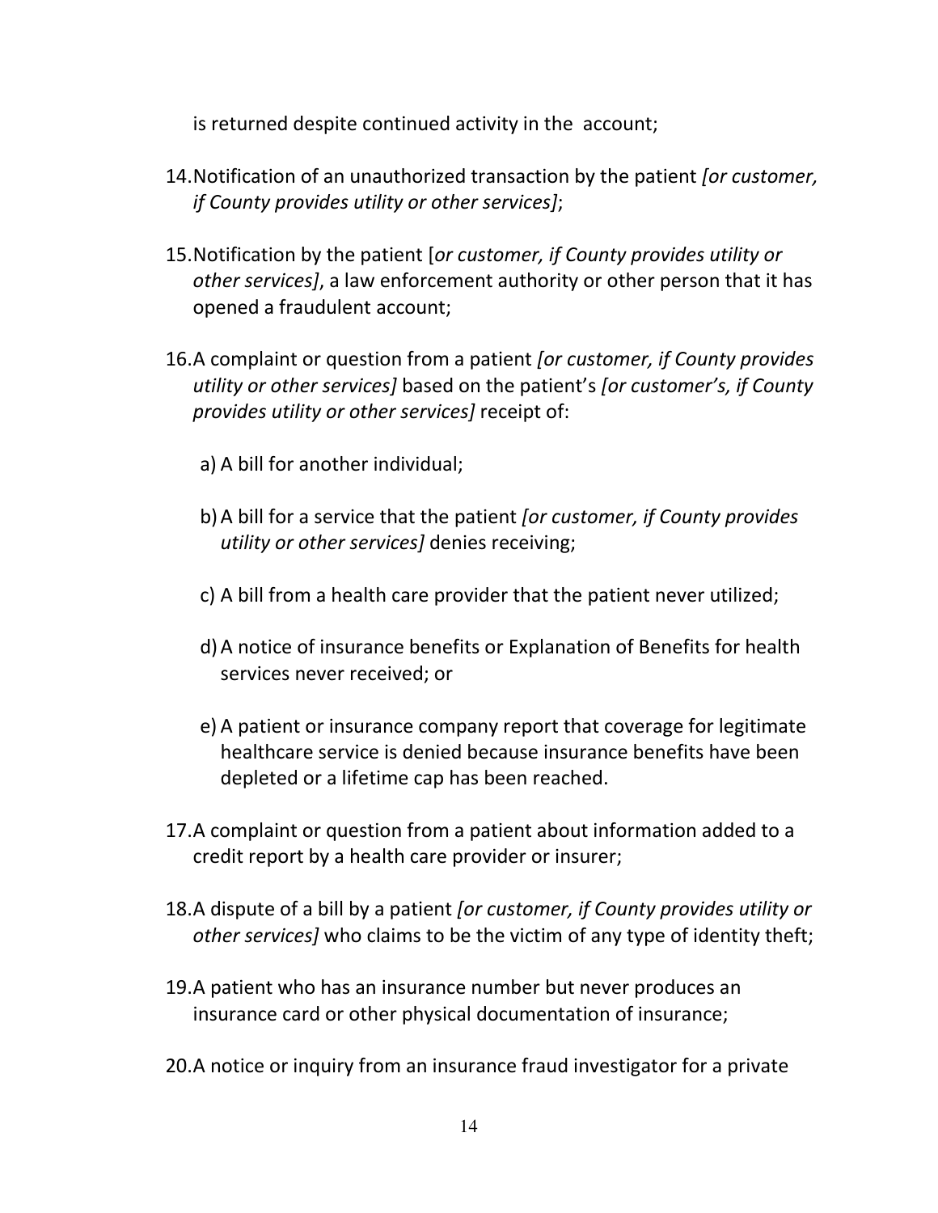is returned despite continued activity in the account;

14. Notification of an unauthorized transaction by the patient *[or customer, if County provides utility or other services]*;

15. Notification by the patient [*or customer, if County provides utility or other services]*, a law enforcement authority or other person that it has opened a fraudulent account;

16. A complaint or question from a patient *[or customer, if County provides utility or other services]* based on the patient's *[or customer's, if County provides utility or other services]* receipt of:

    a) A bill for another individual;

    b) A bill for a service that the patient *[or customer, if County provides utility or other services]* denies receiving;

    c) A bill from a health care provider that the patient never utilized;

    d) A notice of insurance benefits or Explanation of Benefits for health services never received; or

    e) A patient or insurance company report that coverage for legitimate healthcare service is denied because insurance benefits have been depleted or a lifetime cap has been reached.

17. A complaint or question from a patient about information added to a credit report by a health care provider or insurer;

18. A dispute of a bill by a patient *[or customer, if County provides utility or other services]* who claims to be the victim of any type of identity theft;

19. A patient who has an insurance number but never produces an insurance card or other physical documentation of insurance;

20. A notice or inquiry from an insurance fraud investigator for a private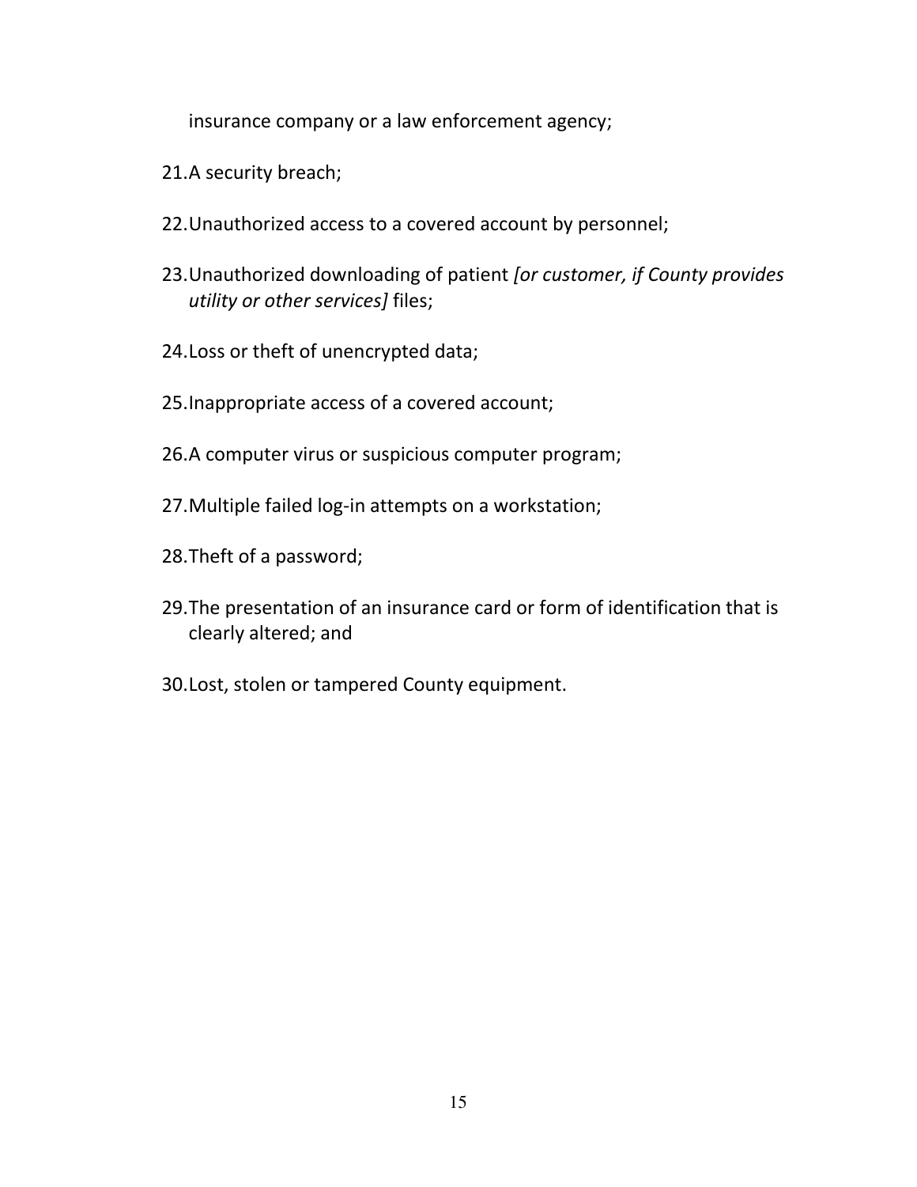insurance company or a law enforcement agency;

21. A security breach;
22. Unauthorized access to a covered account by personnel;
23. Unauthorized downloading of patient *[or customer, if County provides utility or other services]* files;
24. Loss or theft of unencrypted data;
25. Inappropriate access of a covered account;
26. A computer virus or suspicious computer program;
27. Multiple failed log-in attempts on a workstation;
28. Theft of a password;
29. The presentation of an insurance card or form of identification that is clearly altered; and
30. Lost, stolen or tampered County equipment.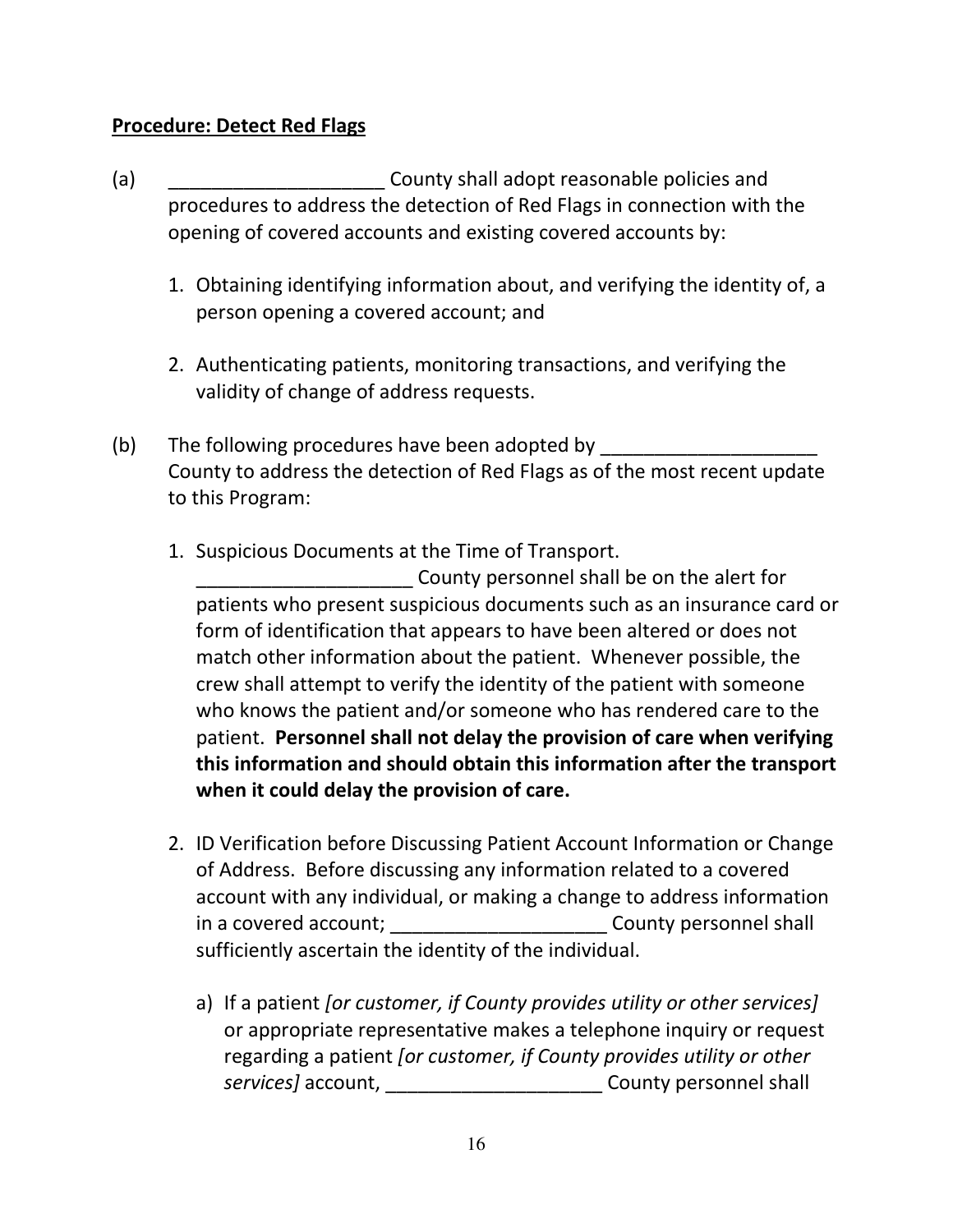**Procedure: Detect Red Flags**

(a) ____________________ County shall adopt reasonable policies and procedures to address the detection of Red Flags in connection with the opening of covered accounts and existing covered accounts by:

1. Obtaining identifying information about, and verifying the identity of, a person opening a covered account; and

2. Authenticating patients, monitoring transactions, and verifying the validity of change of address requests.

(b) The following procedures have been adopted by ____________________ County to address the detection of Red Flags as of the most recent update to this Program:

1. Suspicious Documents at the Time of Transport. ____________________ County personnel shall be on the alert for patients who present suspicious documents such as an insurance card or form of identification that appears to have been altered or does not match other information about the patient. Whenever possible, the crew shall attempt to verify the identity of the patient with someone who knows the patient and/or someone who has rendered care to the patient. **Personnel shall not delay the provision of care when verifying this information and should obtain this information after the transport when it could delay the provision of care.**

2. ID Verification before Discussing Patient Account Information or Change of Address. Before discussing any information related to a covered account with any individual, or making a change to address information in a covered account; ____________________ County personnel shall sufficiently ascertain the identity of the individual.

   a) If a patient *[or customer, if County provides utility or other services]* or appropriate representative makes a telephone inquiry or request regarding a patient *[or customer, if County provides utility or other services]* account, ____________________ County personnel shall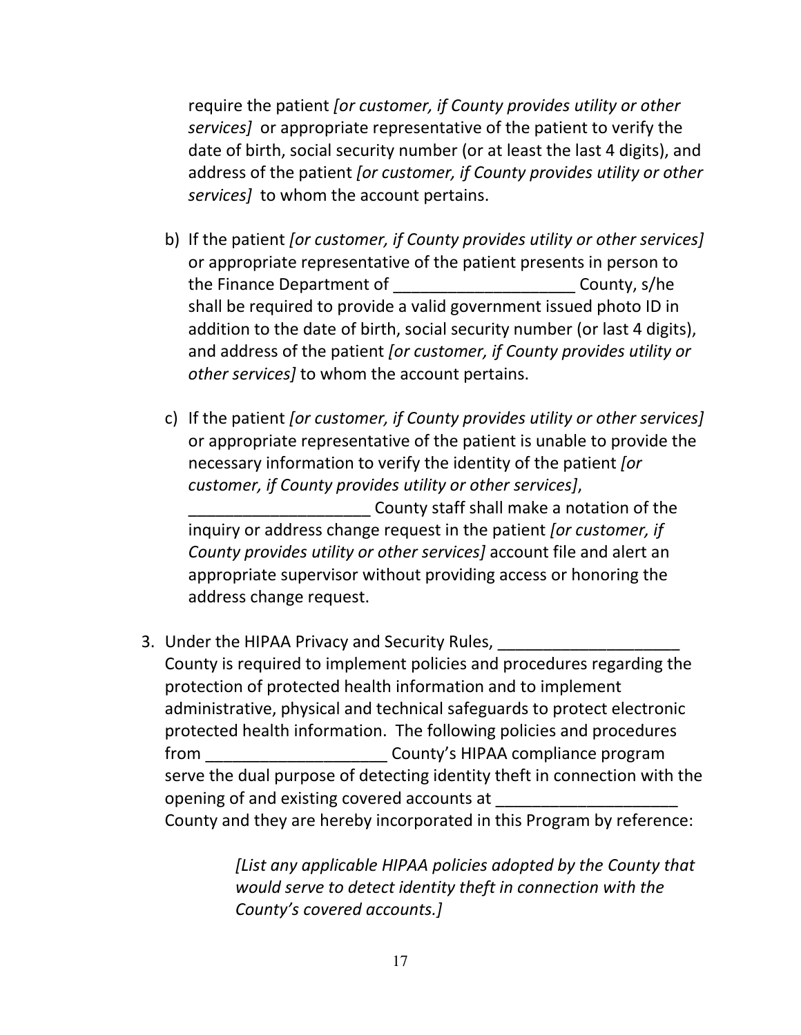require the patient *[or customer, if County provides utility or other services]* or appropriate representative of the patient to verify the date of birth, social security number (or at least the last 4 digits), and address of the patient *[or customer, if County provides utility or other services]* to whom the account pertains.

b) If the patient *[or customer, if County provides utility or other services]* or appropriate representative of the patient presents in person to the Finance Department of ____________________ County, s/he shall be required to provide a valid government issued photo ID in addition to the date of birth, social security number (or last 4 digits), and address of the patient *[or customer, if County provides utility or other services]* to whom the account pertains.

c) If the patient *[or customer, if County provides utility or other services]* or appropriate representative of the patient is unable to provide the necessary information to verify the identity of the patient *[or customer, if County provides utility or other services]*, ____________________ County staff shall make a notation of the inquiry or address change request in the patient *[or customer, if County provides utility or other services]* account file and alert an appropriate supervisor without providing access or honoring the address change request.

3. Under the HIPAA Privacy and Security Rules, ____________________ County is required to implement policies and procedures regarding the protection of protected health information and to implement administrative, physical and technical safeguards to protect electronic protected health information. The following policies and procedures from ____________________ County's HIPAA compliance program serve the dual purpose of detecting identity theft in connection with the opening of and existing covered accounts at ____________________ County and they are hereby incorporated in this Program by reference:

    *[List any applicable HIPAA policies adopted by the County that would serve to detect identity theft in connection with the County's covered accounts.]*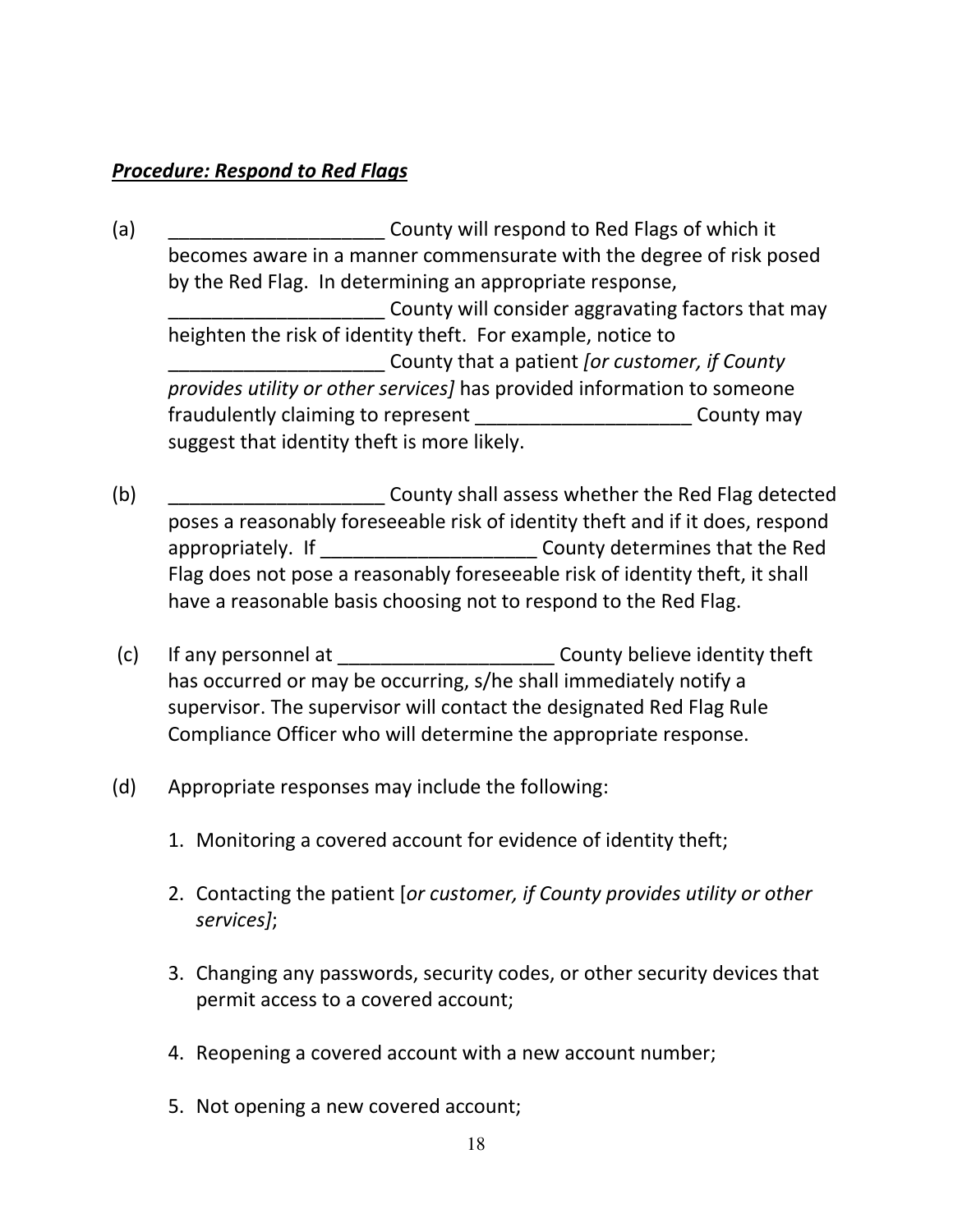***Procedure: Respond to Red Flags***

(a) ____________________ County will respond to Red Flags of which it becomes aware in a manner commensurate with the degree of risk posed by the Red Flag. In determining an appropriate response, ____________________ County will consider aggravating factors that may heighten the risk of identity theft. For example, notice to ____________________ County that a patient *[or customer, if County provides utility or other services]* has provided information to someone fraudulently claiming to represent ____________________ County may suggest that identity theft is more likely.

(b) ____________________ County shall assess whether the Red Flag detected poses a reasonably foreseeable risk of identity theft and if it does, respond appropriately. If ____________________ County determines that the Red Flag does not pose a reasonably foreseeable risk of identity theft, it shall have a reasonable basis choosing not to respond to the Red Flag.

(c) If any personnel at ____________________ County believe identity theft has occurred or may be occurring, s/he shall immediately notify a supervisor. The supervisor will contact the designated Red Flag Rule Compliance Officer who will determine the appropriate response.

(d) Appropriate responses may include the following:

1. Monitoring a covered account for evidence of identity theft;
2. Contacting the patient [*or customer, if County provides utility or other services]*;
3. Changing any passwords, security codes, or other security devices that permit access to a covered account;
4. Reopening a covered account with a new account number;
5. Not opening a new covered account;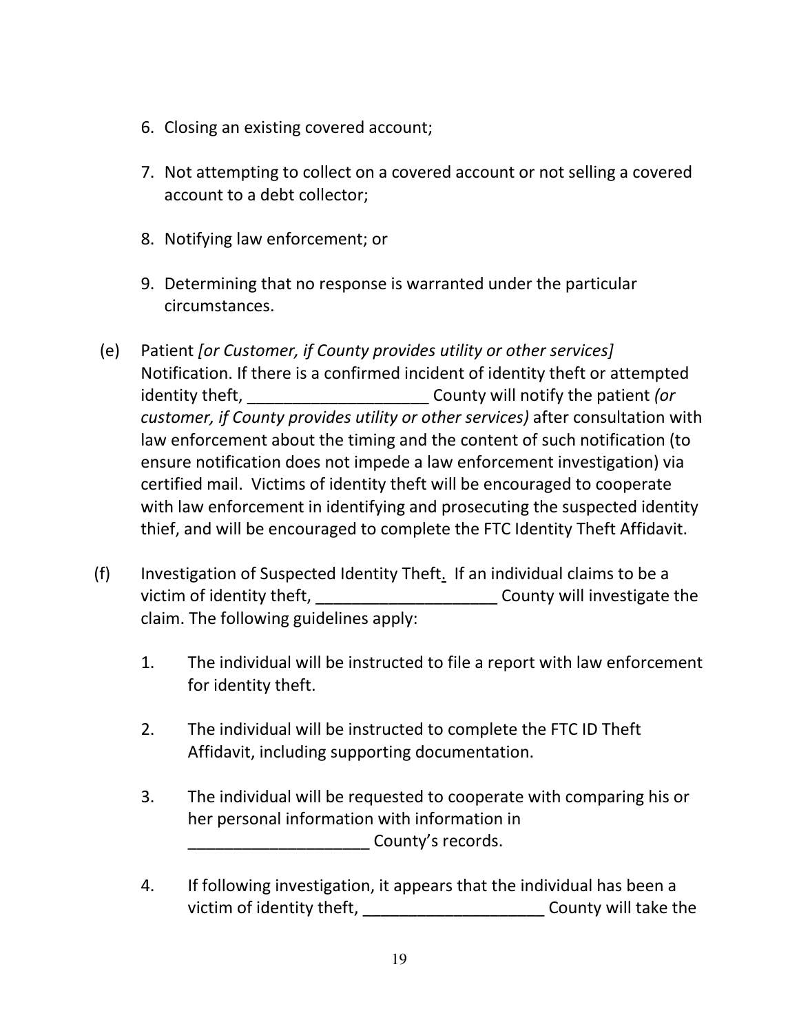6. Closing an existing covered account;

7. Not attempting to collect on a covered account or not selling a covered account to a debt collector;

8. Notifying law enforcement; or

9. Determining that no response is warranted under the particular circumstances.

(e) Patient *[or Customer, if County provides utility or other services]* Notification. If there is a confirmed incident of identity theft or attempted identity theft, ____________________ County will notify the patient *(or customer, if County provides utility or other services)* after consultation with law enforcement about the timing and the content of such notification (to ensure notification does not impede a law enforcement investigation) via certified mail. Victims of identity theft will be encouraged to cooperate with law enforcement in identifying and prosecuting the suspected identity thief, and will be encouraged to complete the FTC Identity Theft Affidavit.

(f) Investigation of Suspected Identity Theft. If an individual claims to be a victim of identity theft, ____________________ County will investigate the claim. The following guidelines apply:

1. The individual will be instructed to file a report with law enforcement for identity theft.

2. The individual will be instructed to complete the FTC ID Theft Affidavit, including supporting documentation.

3. The individual will be requested to cooperate with comparing his or her personal information with information in ____________________ County's records.

4. If following investigation, it appears that the individual has been a victim of identity theft, ____________________ County will take the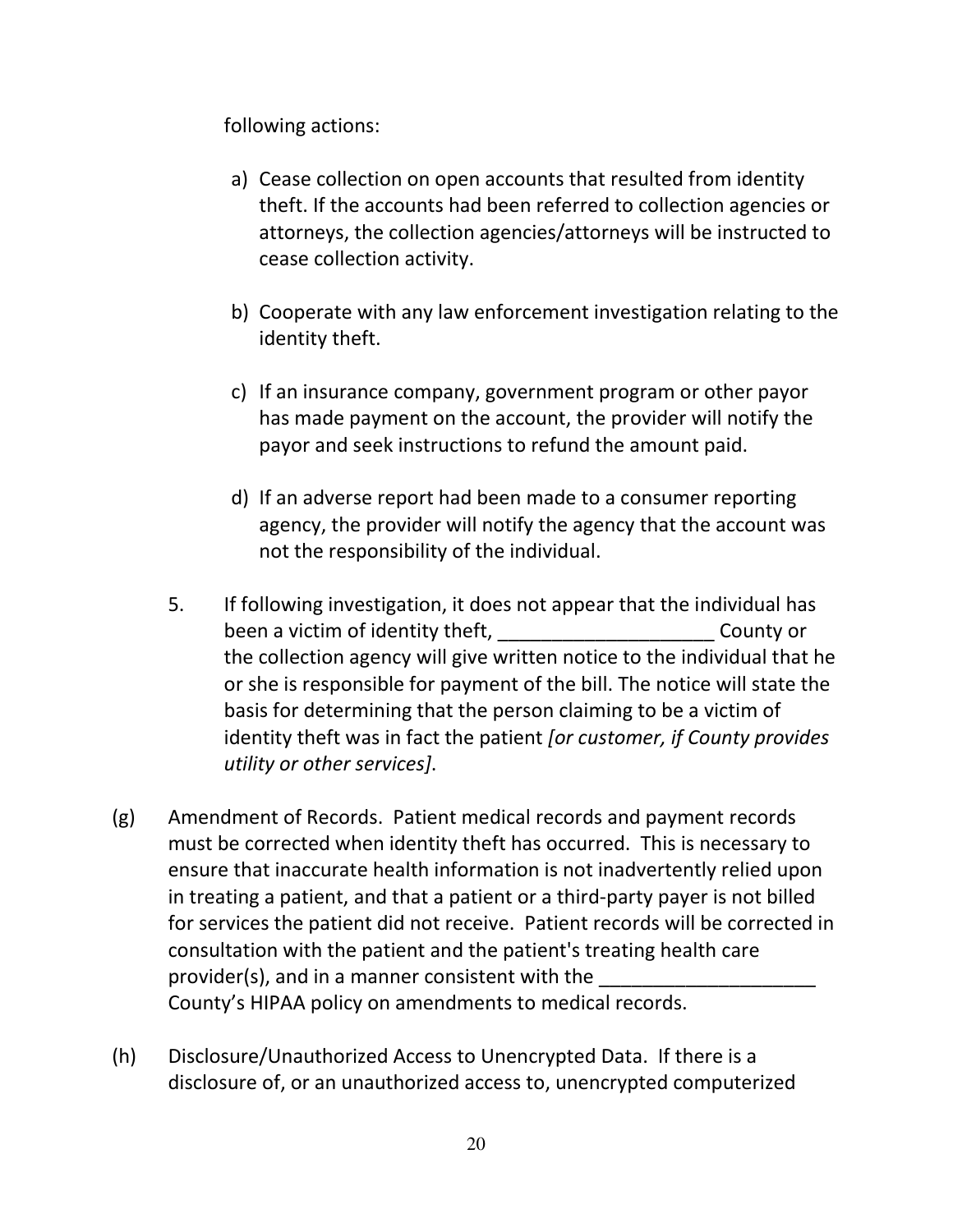following actions:

a) Cease collection on open accounts that resulted from identity theft. If the accounts had been referred to collection agencies or attorneys, the collection agencies/attorneys will be instructed to cease collection activity.

b) Cooperate with any law enforcement investigation relating to the identity theft.

c) If an insurance company, government program or other payor has made payment on the account, the provider will notify the payor and seek instructions to refund the amount paid.

d) If an adverse report had been made to a consumer reporting agency, the provider will notify the agency that the account was not the responsibility of the individual.

5. If following investigation, it does not appear that the individual has been a victim of identity theft, ____________________ County or the collection agency will give written notice to the individual that he or she is responsible for payment of the bill. The notice will state the basis for determining that the person claiming to be a victim of identity theft was in fact the patient *[or customer, if County provides utility or other services]*.

(g) Amendment of Records. Patient medical records and payment records must be corrected when identity theft has occurred. This is necessary to ensure that inaccurate health information is not inadvertently relied upon in treating a patient, and that a patient or a third-party payer is not billed for services the patient did not receive. Patient records will be corrected in consultation with the patient and the patient's treating health care provider(s), and in a manner consistent with the ____________________ County's HIPAA policy on amendments to medical records.

(h) Disclosure/Unauthorized Access to Unencrypted Data. If there is a disclosure of, or an unauthorized access to, unencrypted computerized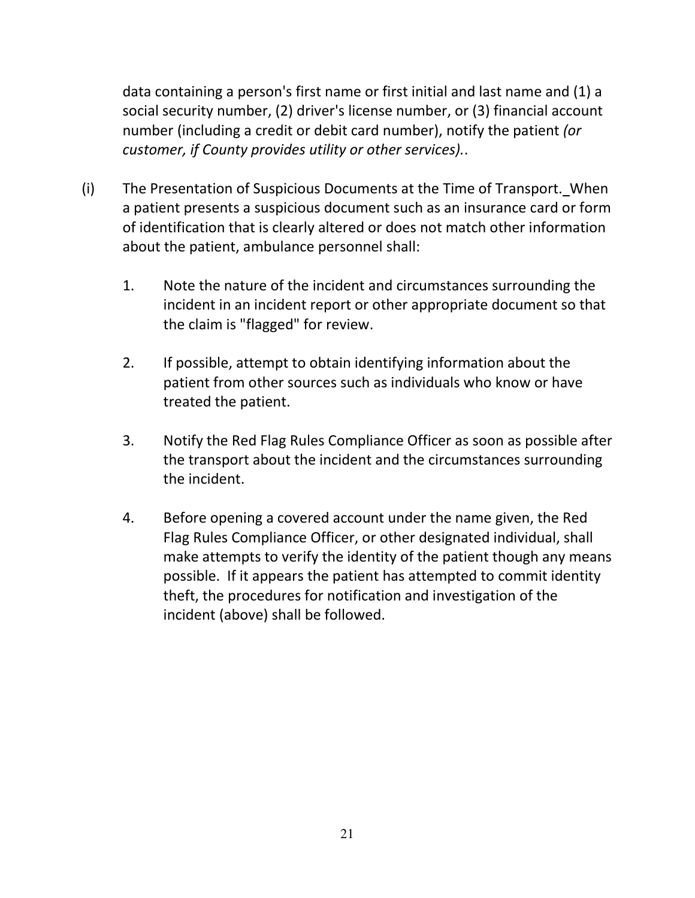data containing a person's first name or first initial and last name and (1) a social security number, (2) driver's license number, or (3) financial account number (including a credit or debit card number), notify the patient *(or customer, if County provides utility or other services).*.

(i) The Presentation of Suspicious Documents at the Time of Transport._When a patient presents a suspicious document such as an insurance card or form of identification that is clearly altered or does not match other information about the patient, ambulance personnel shall:

1. Note the nature of the incident and circumstances surrounding the incident in an incident report or other appropriate document so that the claim is "flagged" for review.

2. If possible, attempt to obtain identifying information about the patient from other sources such as individuals who know or have treated the patient.

3. Notify the Red Flag Rules Compliance Officer as soon as possible after the transport about the incident and the circumstances surrounding the incident.

4. Before opening a covered account under the name given, the Red Flag Rules Compliance Officer, or other designated individual, shall make attempts to verify the identity of the patient though any means possible. If it appears the patient has attempted to commit identity theft, the procedures for notification and investigation of the incident (above) shall be followed.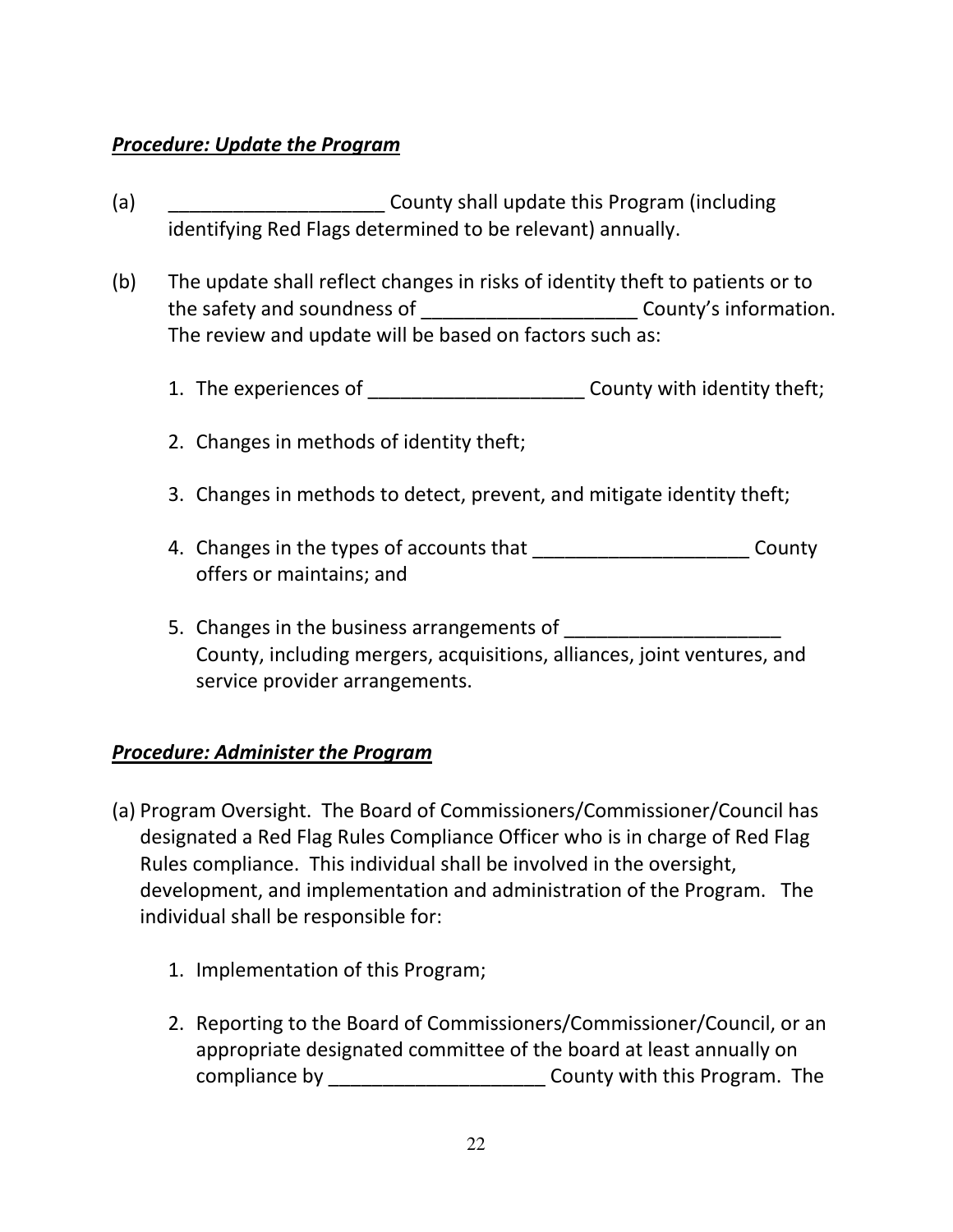***Procedure: Update the Program***

(a) ____________________ County shall update this Program (including identifying Red Flags determined to be relevant) annually.

(b) The update shall reflect changes in risks of identity theft to patients or to the safety and soundness of ____________________ County's information. The review and update will be based on factors such as:

1. The experiences of ____________________ County with identity theft;

2. Changes in methods of identity theft;

3. Changes in methods to detect, prevent, and mitigate identity theft;

4. Changes in the types of accounts that ____________________ County offers or maintains; and

5. Changes in the business arrangements of ____________________ County, including mergers, acquisitions, alliances, joint ventures, and service provider arrangements.

***Procedure: Administer the Program***

(a) Program Oversight. The Board of Commissioners/Commissioner/Council has designated a Red Flag Rules Compliance Officer who is in charge of Red Flag Rules compliance. This individual shall be involved in the oversight, development, and implementation and administration of the Program. The individual shall be responsible for:

1. Implementation of this Program;

2. Reporting to the Board of Commissioners/Commissioner/Council, or an appropriate designated committee of the board at least annually on compliance by ____________________ County with this Program. The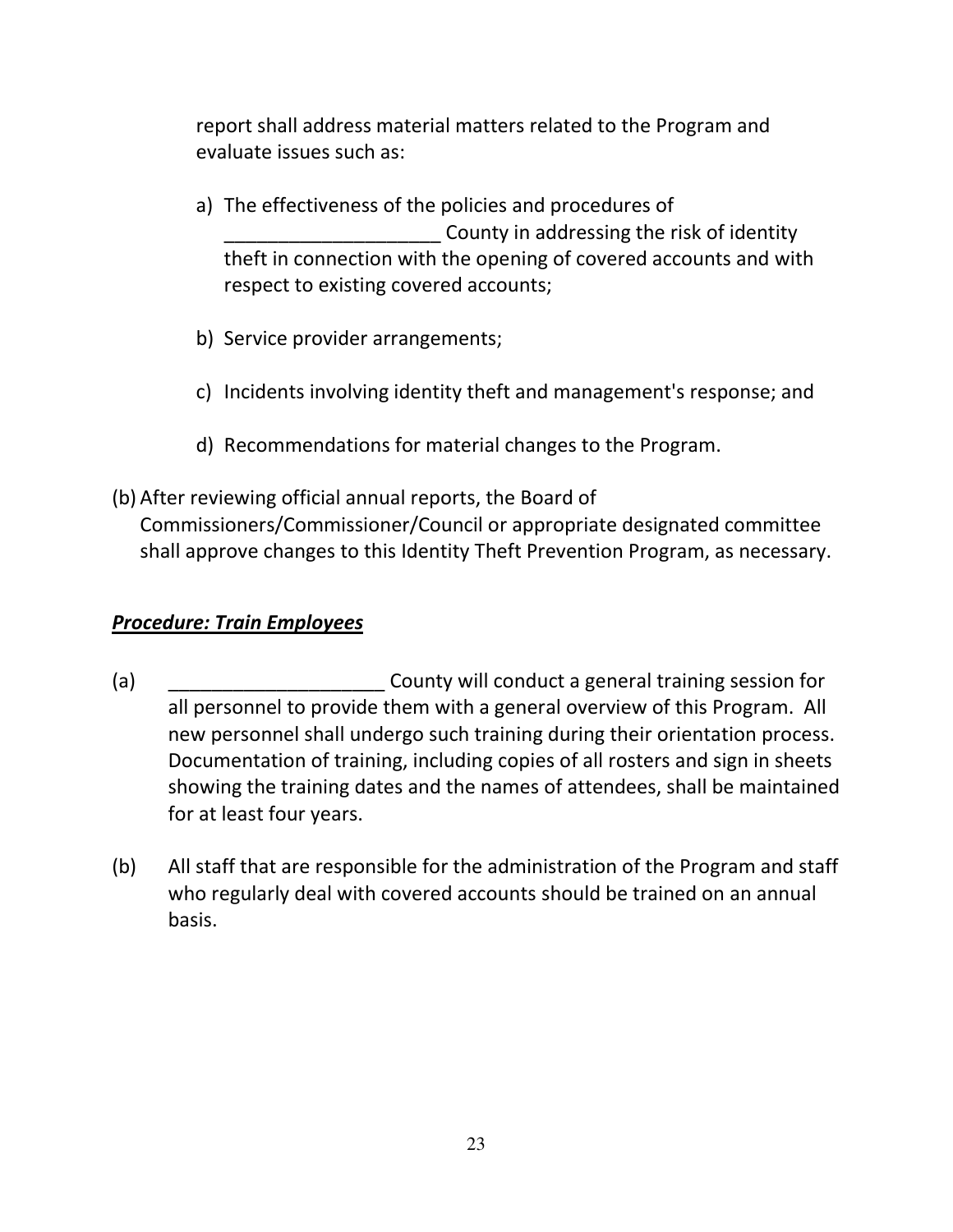report shall address material matters related to the Program and evaluate issues such as:

a) The effectiveness of the policies and procedures of ____________________ County in addressing the risk of identity theft in connection with the opening of covered accounts and with respect to existing covered accounts;

b) Service provider arrangements;

c) Incidents involving identity theft and management's response; and

d) Recommendations for material changes to the Program.

(b) After reviewing official annual reports, the Board of Commissioners/Commissioner/Council or appropriate designated committee shall approve changes to this Identity Theft Prevention Program, as necessary.

***Procedure: Train Employees***

(a) ____________________ County will conduct a general training session for all personnel to provide them with a general overview of this Program. All new personnel shall undergo such training during their orientation process. Documentation of training, including copies of all rosters and sign in sheets showing the training dates and the names of attendees, shall be maintained for at least four years.

(b) All staff that are responsible for the administration of the Program and staff who regularly deal with covered accounts should be trained on an annual basis.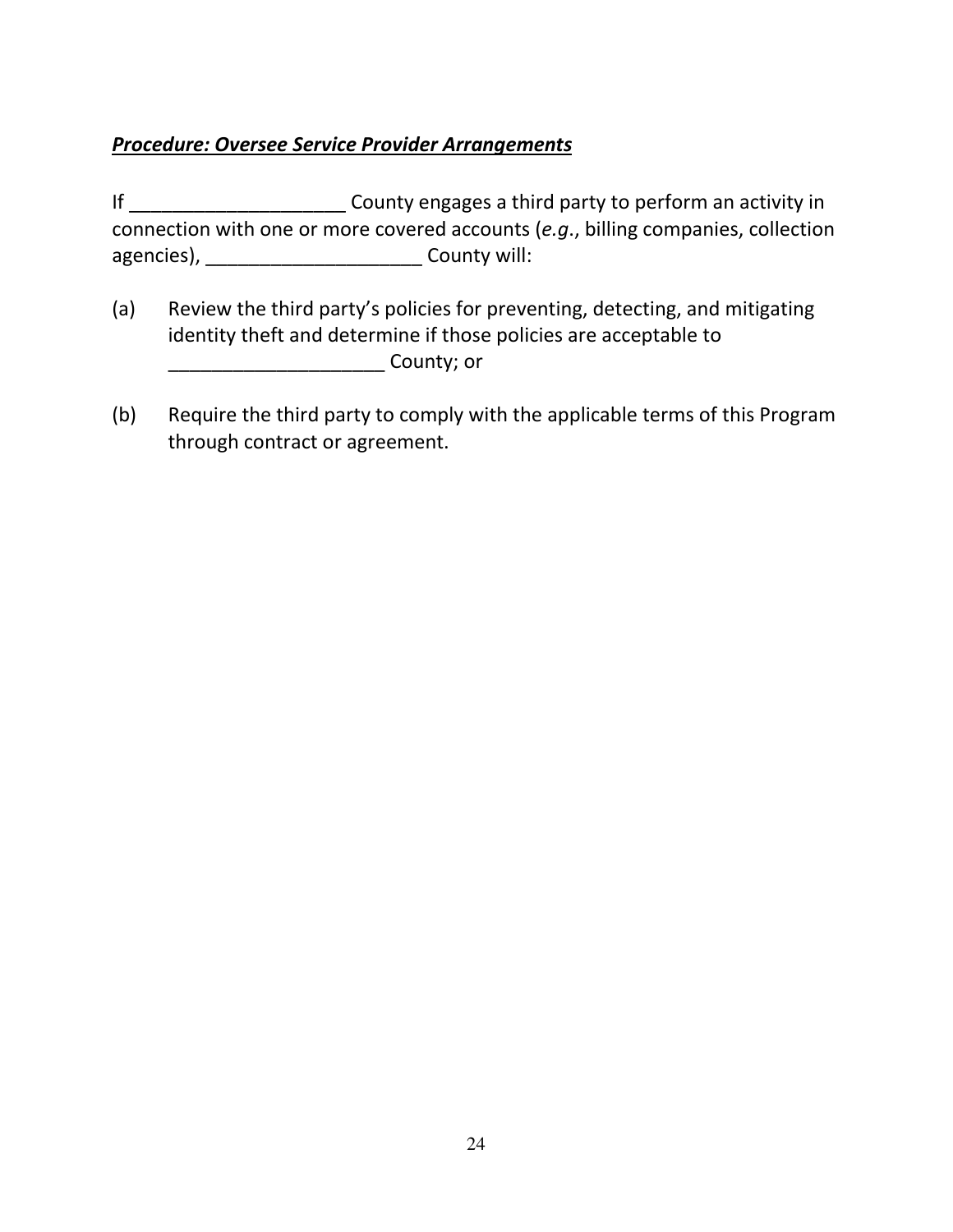***Procedure: Oversee Service Provider Arrangements***

If ____________________ County engages a third party to perform an activity in connection with one or more covered accounts (*e.g*., billing companies, collection agencies), ____________________ County will:

(a) Review the third party's policies for preventing, detecting, and mitigating identity theft and determine if those policies are acceptable to ____________________ County; or

(b) Require the third party to comply with the applicable terms of this Program through contract or agreement.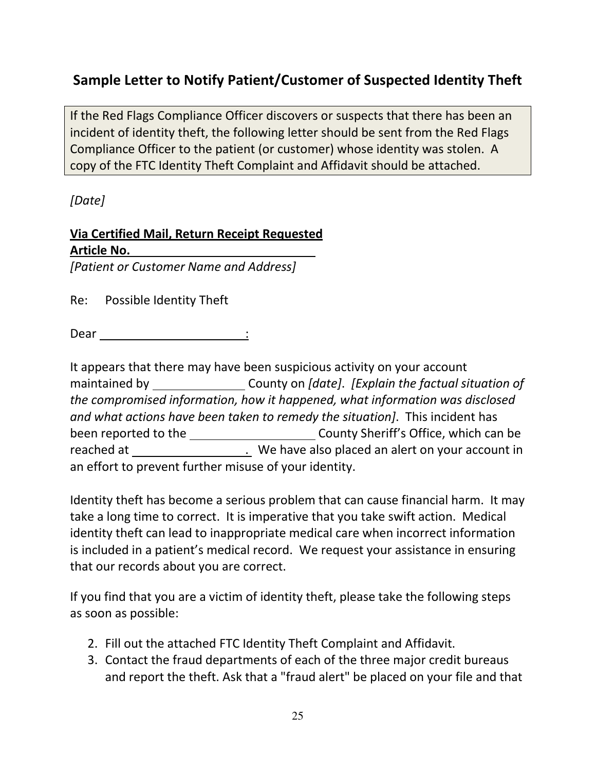## Sample Letter to Notify Patient/Customer of Suspected Identity Theft

> If the Red Flags Compliance Officer discovers or suspects that there has been an incident of identity theft, the following letter should be sent from the Red Flags Compliance Officer to the patient (or customer) whose identity was stolen. A copy of the FTC Identity Theft Complaint and Affidavit should be attached.

*[Date]*

**Via Certified Mail, Return Receipt Requested**
**Article No. ____________________________**
*[Patient or Customer Name and Address]*

Re: Possible Identity Theft

Dear ______________________:

It appears that there may have been suspicious activity on your account maintained by ______________ County on *[date]*. *[Explain the factual situation of the compromised information, how it happened, what information was disclosed and what actions have been taken to remedy the situation]*. This incident has been reported to the ___________________ County Sheriff's Office, which can be reached at __________________. We have also placed an alert on your account in an effort to prevent further misuse of your identity.

Identity theft has become a serious problem that can cause financial harm. It may take a long time to correct. It is imperative that you take swift action. Medical identity theft can lead to inappropriate medical care when incorrect information is included in a patient's medical record. We request your assistance in ensuring that our records about you are correct.

If you find that you are a victim of identity theft, please take the following steps as soon as possible:

2. Fill out the attached FTC Identity Theft Complaint and Affidavit.
3. Contact the fraud departments of each of the three major credit bureaus and report the theft. Ask that a "fraud alert" be placed on your file and that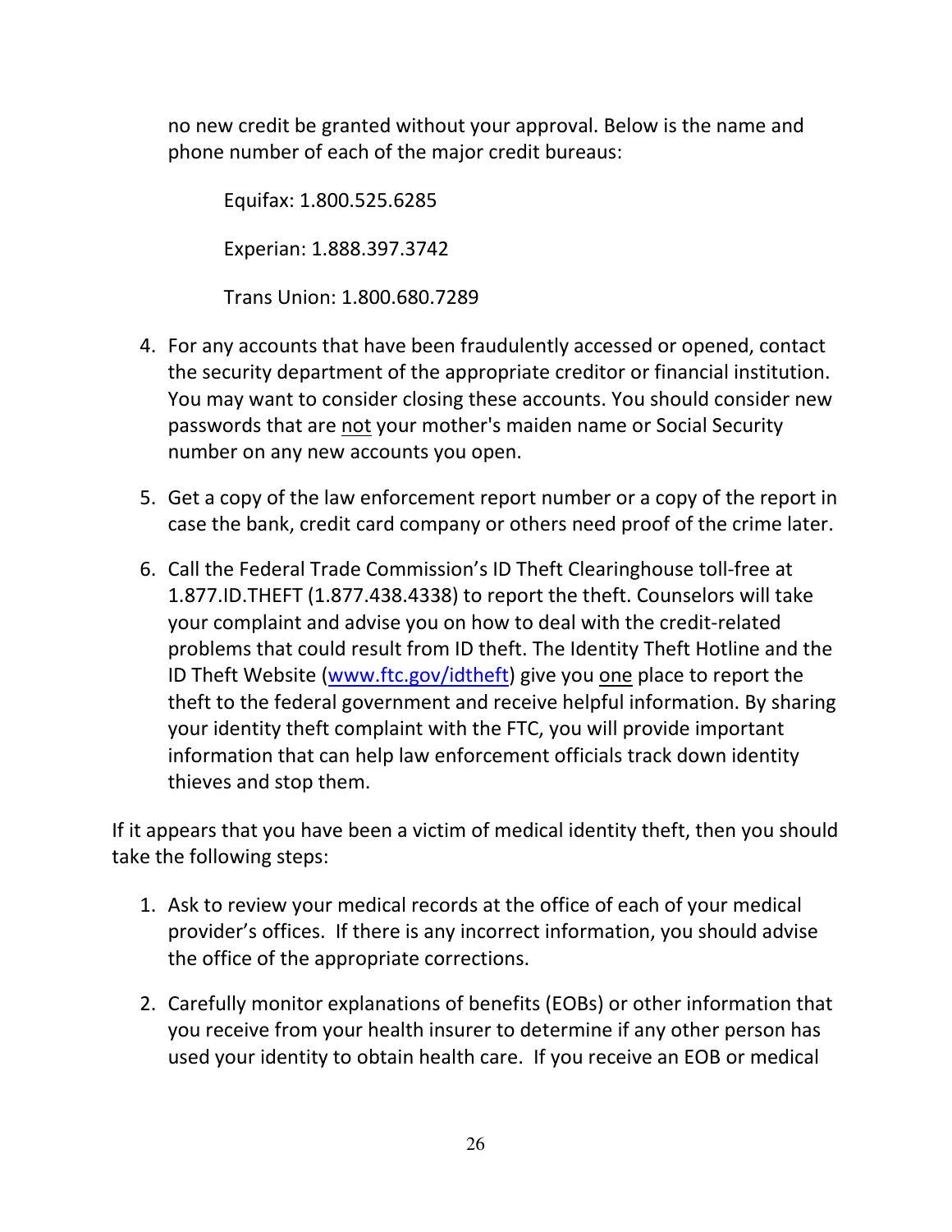no new credit be granted without your approval. Below is the name and phone number of each of the major credit bureaus:

Equifax: 1.800.525.6285

Experian: 1.888.397.3742

Trans Union: 1.800.680.7289

4. For any accounts that have been fraudulently accessed or opened, contact the security department of the appropriate creditor or financial institution. You may want to consider closing these accounts. You should consider new passwords that are <u>not</u> your mother's maiden name or Social Security number on any new accounts you open.

5. Get a copy of the law enforcement report number or a copy of the report in case the bank, credit card company or others need proof of the crime later.

6. Call the Federal Trade Commission's ID Theft Clearinghouse toll-free at 1.877.ID.THEFT (1.877.438.4338) to report the theft. Counselors will take your complaint and advise you on how to deal with the credit-related problems that could result from ID theft. The Identity Theft Hotline and the ID Theft Website ([www.ftc.gov/idtheft](http://www.ftc.gov/idtheft)) give you <u>one</u> place to report the theft to the federal government and receive helpful information. By sharing your identity theft complaint with the FTC, you will provide important information that can help law enforcement officials track down identity thieves and stop them.

If it appears that you have been a victim of medical identity theft, then you should take the following steps:

1. Ask to review your medical records at the office of each of your medical provider's offices. If there is any incorrect information, you should advise the office of the appropriate corrections.

2. Carefully monitor explanations of benefits (EOBs) or other information that you receive from your health insurer to determine if any other person has used your identity to obtain health care. If you receive an EOB or medical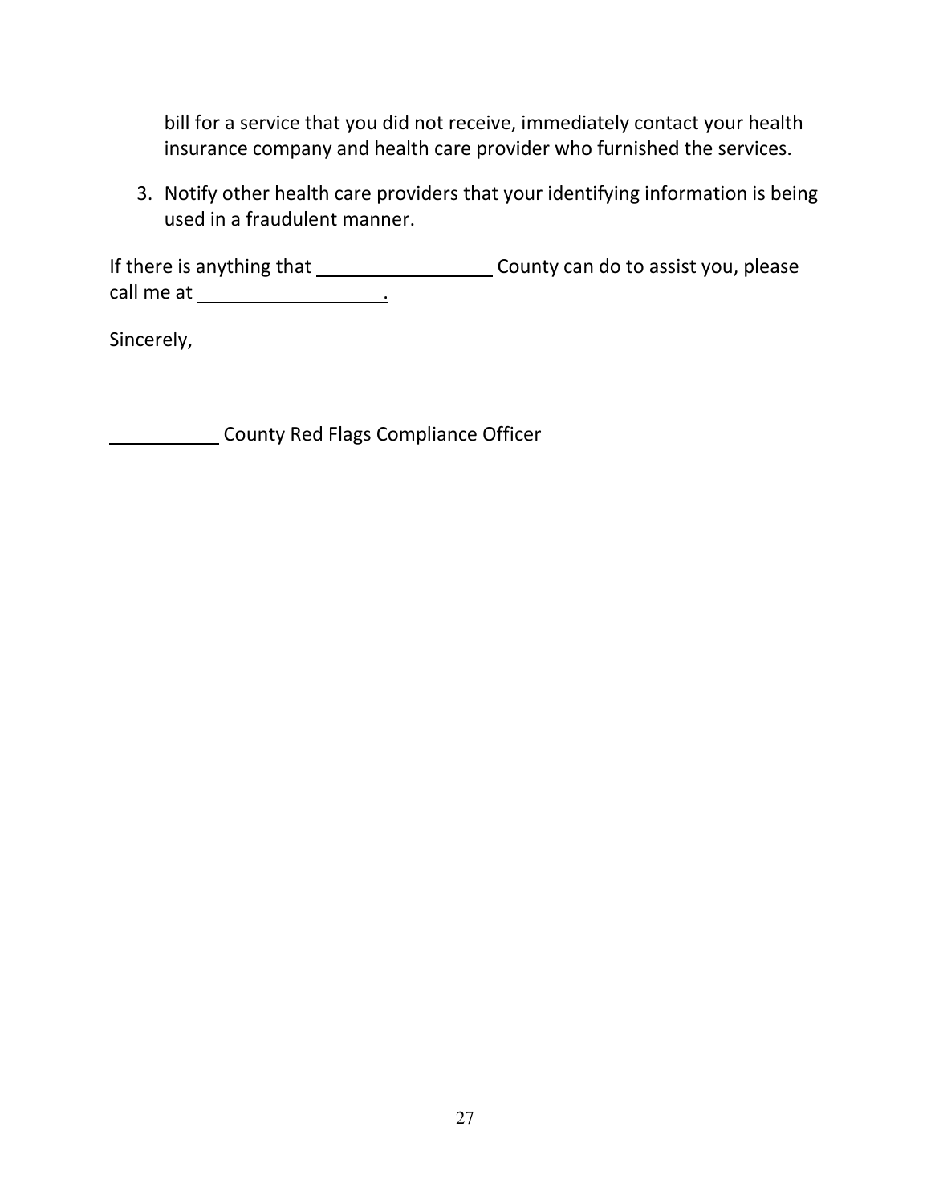bill for a service that you did not receive, immediately contact your health insurance company and health care provider who furnished the services.

3. Notify other health care providers that your identifying information is being used in a fraudulent manner.

If there is anything that ________________ County can do to assist you, please call me at _________________.

Sincerely,

__________ County Red Flags Compliance Officer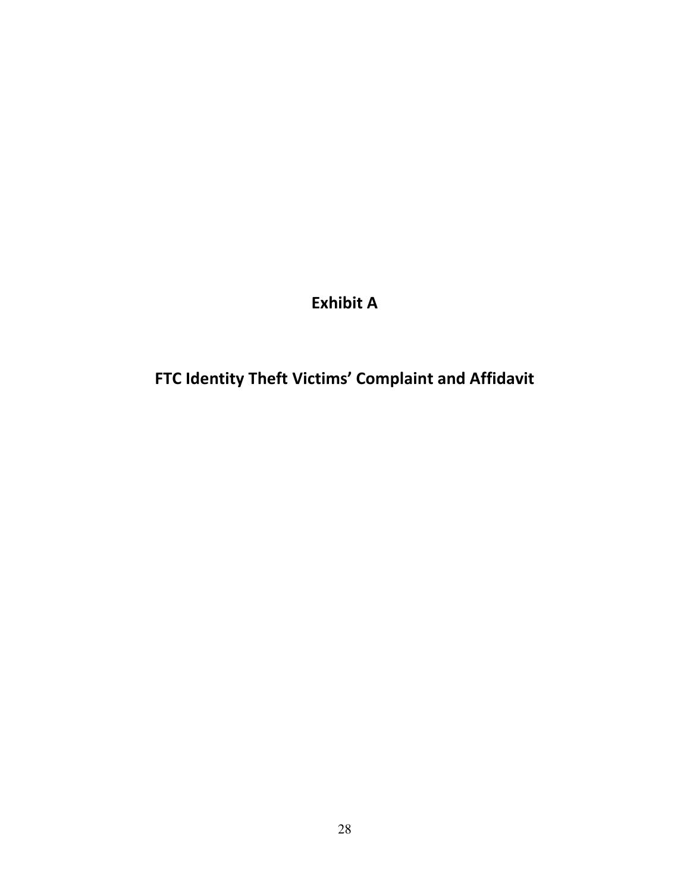# Exhibit A

# FTC Identity Theft Victims' Complaint and Affidavit